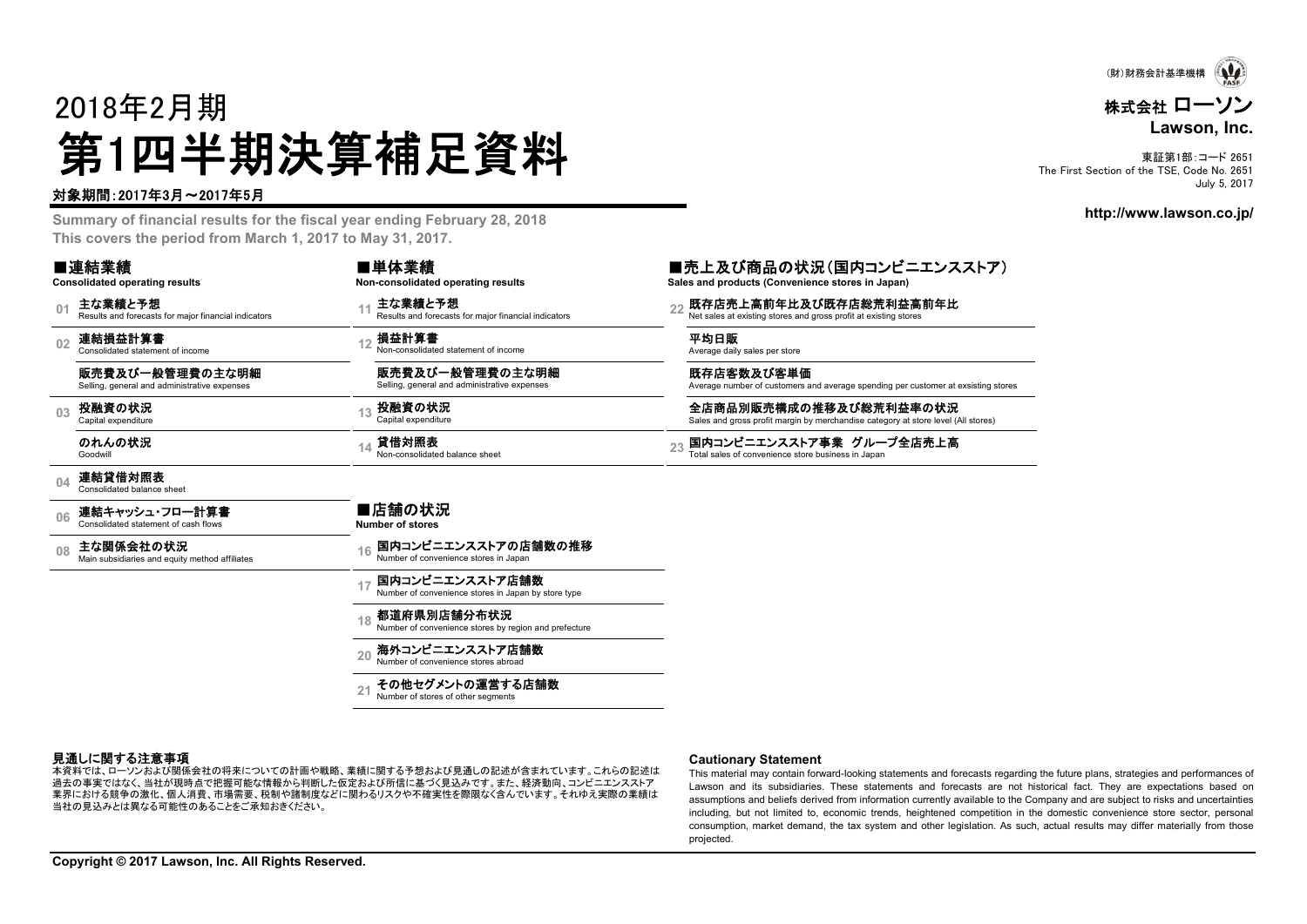(財)財務会計基準機構

# 株式会社 ローソン
**Lawson, Inc.**

東証第1部:コード 2651
The First Section of the TSE, Code No. 2651
July 5, 2017

**http://www.lawson.co.jp/**

# 2018年2月期
# 第1四半期決算補足資料

**対象期間:2017年3月～2017年5月**

**Summary of financial results for the fiscal year ending February 28, 2018**
**This covers the period from March 1, 2017 to May 31, 2017.**

## ■連結業績
**Consolidated operating results**

- 01 **主な業績と予想** Results and forecasts for major financial indicators
- 02 **連結損益計算書** Consolidated statement of income
- **販売費及び一般管理費の主な明細** Selling, general and administrative expenses
- 03 **投融資の状況** Capital expenditure
- **のれんの状況** Goodwill
- 04 **連結貸借対照表** Consolidated balance sheet
- 06 **連結キャッシュ・フロー計算書** Consolidated statement of cash flows
- 08 **主な関係会社の状況** Main subsidiaries and equity method affiliates

## ■単体業績
**Non-consolidated operating results**

- 11 **主な業績と予想** Results and forecasts for major financial indicators
- 12 **損益計算書** Non-consolidated statement of income
- **販売費及び一般管理費の主な明細** Selling, general and administrative expenses
- 13 **投融資の状況** Capital expenditure
- 14 **貸借対照表** Non-consolidated balance sheet

## ■店舗の状況
**Number of stores**

- 16 **国内コンビニエンスストアの店舗数の推移** Number of convenience stores in Japan
- 17 **国内コンビニエンスストア店舗数** Number of convenience stores in Japan by store type
- 18 **都道府県別店舗分布状況** Number of convenience stores by region and prefecture
- 20 **海外コンビニエンスストア店舗数** Number of convenience stores abroad
- 21 **その他セグメントの運営する店舗数** Number of stores of other segments

## ■売上及び商品の状況(国内コンビニエンスストア)
**Sales and products (Convenience stores in Japan)**

- 22 **既存店売上高前年比及び既存店総荒利益高前年比** Net sales at existing stores and gross profit at existing stores
- **平均日販** Average daily sales per store
- **既存店客数及び客単価** Average number of customers and average spending per customer at exsisting stores
- **全店商品別販売構成の推移及び総荒利益率の状況** Sales and gross profit margin by merchandise category at store level (All stores)
- 23 **国内コンビニエンスストア事業　グループ全店売上高** Total sales of convenience store business in Japan

### 見通しに関する注意事項

本資料では、ローソンおよび関係会社の将来についての計画や戦略、業績に関する予想および見通しの記述が含まれています。これらの記述は過去の事実ではなく、当社が現時点で把握可能な情報から判断した仮定および所信に基づく見込みです。また、経済動向、コンビニエンスストア業界における競争の激化、個人消費、市場需要、税制や諸制度などに関わるリスクや不確実性を際限なく含んでいます。それゆえ実際の業績は当社の見込みとは異なる可能性のあることをご承知おきください。

### Cautionary Statement

This material may contain forward-looking statements and forecasts regarding the future plans, strategies and performances of Lawson and its subsidiaries. These statements and forecasts are not historical fact. They are expectations based on assumptions and beliefs derived from information currently available to the Company and are subject to risks and uncertainties including, but not limited to, economic trends, heightened competition in the domestic convenience store sector, personal consumption, market demand, the tax system and other legislation. As such, actual results may differ materially from those projected.

**Copyright © 2017 Lawson, Inc. All Rights Reserved.**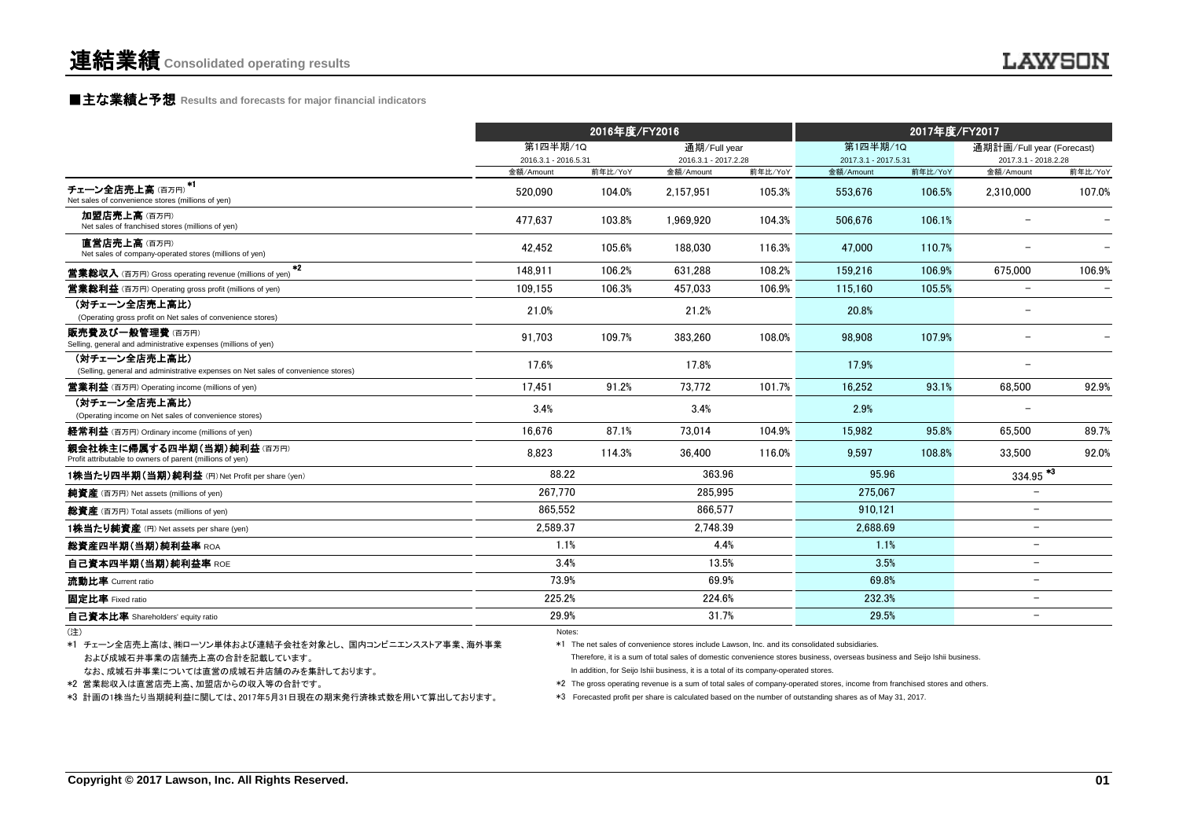# 連結業績 Consolidated operating results

## ■主な業績と予想 Results and forecasts for major financial indicators

| | 2016年度/FY2016 | | | | 2017年度/FY2017 | | | |
|---|---|---|---|---|---|---|---|---|
| | 第1四半期/1Q 2016.3.1 - 2016.5.31 | | 通期/Full year 2016.3.1 - 2017.2.28 | | 第1四半期/1Q 2017.3.1 - 2017.5.31 | | 通期計画/Full year (Forecast) 2017.3.1 - 2018.2.28 | |
| | 金額/Amount | 前年比/YoY | 金額/Amount | 前年比/YoY | 金額/Amount | 前年比/YoY | 金額/Amount | 前年比/YoY |
| チェーン全店売上高（百万円）*1 Net sales of convenience stores (millions of yen) | 520,090 | 104.0% | 2,157,951 | 105.3% | 553,676 | 106.5% | 2,310,000 | 107.0% |
| 加盟店売上高（百万円） Net sales of franchised stores (millions of yen) | 477,637 | 103.8% | 1,969,920 | 104.3% | 506,676 | 106.1% | − | − |
| 直営店売上高（百万円） Net sales of company-operated stores (millions of yen) | 42,452 | 105.6% | 188,030 | 116.3% | 47,000 | 110.7% | − | − |
| 営業総収入（百万円） Gross operating revenue (millions of yen) *2 | 148,911 | 106.2% | 631,288 | 108.2% | 159,216 | 106.9% | 675,000 | 106.9% |
| 営業総利益（百万円） Operating gross profit (millions of yen) | 109,155 | 106.3% | 457,033 | 106.9% | 115,160 | 105.5% | − | − |
| （対チェーン全店売上高比） (Operating gross profit on Net sales of convenience stores) | 21.0% | | 21.2% | | 20.8% | | − | |
| 販売費及び一般管理費（百万円） Selling, general and administrative expenses (millions of yen) | 91,703 | 109.7% | 383,260 | 108.0% | 98,908 | 107.9% | − | − |
| （対チェーン全店売上高比） (Selling, general and administrative expenses on Net sales of convenience stores) | 17.6% | | 17.8% | | 17.9% | | − | |
| 営業利益（百万円） Operating income (millions of yen) | 17,451 | 91.2% | 73,772 | 101.7% | 16,252 | 93.1% | 68,500 | 92.9% |
| （対チェーン全店売上高比） (Operating income on Net sales of convenience stores) | 3.4% | | 3.4% | | 2.9% | | − | |
| 経常利益（百万円） Ordinary income (millions of yen) | 16,676 | 87.1% | 73,014 | 104.9% | 15,982 | 95.8% | 65,500 | 89.7% |
| 親会社株主に帰属する四半期（当期）純利益（百万円） Profit attributable to owners of parent (millions of yen) | 8,823 | 114.3% | 36,400 | 116.0% | 9,597 | 108.8% | 33,500 | 92.0% |
| 1株当たり四半期（当期）純利益（円） Net Profit per share (yen) | 88.22 | | 363.96 | | 95.96 | | 334.95 *3 | |
| 純資産（百万円） Net assets (millions of yen) | 267,770 | | 285,995 | | 275,067 | | − | |
| 総資産（百万円） Total assets (millions of yen) | 865,552 | | 866,577 | | 910,121 | | − | |
| 1株当たり純資産（円） Net assets per share (yen) | 2,589.37 | | 2,748.39 | | 2,688.69 | | − | |
| 総資産四半期（当期）純利益率 ROA | 1.1% | | 4.4% | | 1.1% | | − | |
| 自己資本四半期（当期）純利益率 ROE | 3.4% | | 13.5% | | 3.5% | | − | |
| 流動比率 Current ratio | 73.9% | | 69.9% | | 69.8% | | − | |
| 固定比率 Fixed ratio | 225.2% | | 224.6% | | 232.3% | | − | |
| 自己資本比率 Shareholders' equity ratio | 29.9% | | 31.7% | | 29.5% | | − | |

（注）
*1 チェーン全店売上高は、㈱ローソン単体および連結子会社を対象とし、国内コンビニエンスストア事業、海外事業および成城石井事業の店舗売上高の合計を記載しています。
なお、成城石井事業については直営の成城石井店舗のみを集計しております。
*2 営業総収入は直営店売上高、加盟店からの収入等の合計です。
*3 計画の1株当たり当期純利益に関しては、2017年5月31日現在の期末発行済株式数を用いて算出しております。

Notes:
*1 The net sales of convenience stores include Lawson, Inc. and its consolidated subsidiaries.
Therefore, it is a sum of total sales of domestic convenience stores business, overseas business and Seijo Ishii business.
In addition, for Seijo Ishii business, it is a total of its company-operated stores.
*2 The gross operating revenue is a sum of total sales of company-operated stores, income from franchised stores and others.
*3 Forecasted profit per share is calculated based on the number of outstanding shares as of May 31, 2017.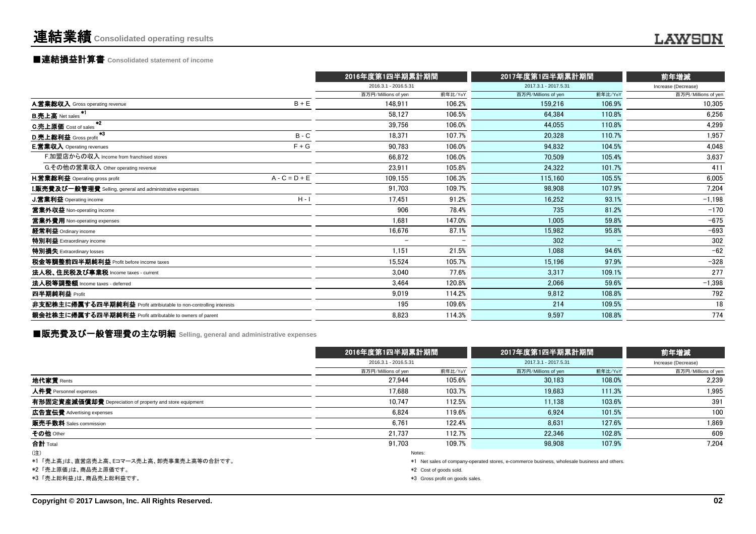# 連結業績 Consolidated operating results

## ■連結損益計算書 Consolidated statement of income

| | | 2016年度第1四半期累計期間 | | 2017年度第1四半期累計期間 | | 前年増減 |
|---|---|---|---|---|---|---|
| | | 2016.3.1 - 2016.5.31 | | 2017.3.1 - 2017.5.31 | | Increase (Decrease) |
| | | 百万円/Millions of yen | 前年比/YoY | 百万円/Millions of yen | 前年比/YoY | 百万円/Millions of yen |
| **A.営業総収入** Gross operating revenue | B + E | 148,911 | 106.2% | 159,216 | 106.9% | 10,305 |
| **B.売上高** Net sales *1 | | 58,127 | 106.5% | 64,384 | 110.8% | 6,256 |
| **C.売上原価** Cost of sales *2 | | 39,756 | 106.0% | 44,055 | 110.8% | 4,299 |
| **D.売上総利益** Gross profit *3 | B - C | 18,371 | 107.7% | 20,328 | 110.7% | 1,957 |
| **E.営業収入** Operating revenues | F + G | 90,783 | 106.0% | 94,832 | 104.5% | 4,048 |
| F.加盟店からの収入 Income from franchised stores | | 66,872 | 106.0% | 70,509 | 105.4% | 3,637 |
| G.その他の営業収入 Other operating revenue | | 23,911 | 105.8% | 24,322 | 101.7% | 411 |
| **H.営業総利益** Operating gross profit | A - C = D + E | 109,155 | 106.3% | 115,160 | 105.5% | 6,005 |
| **I.販売費及び一般管理費** Selling, general and administrative expenses | | 91,703 | 109.7% | 98,908 | 107.9% | 7,204 |
| **J.営業利益** Operating income | H - I | 17,451 | 91.2% | 16,252 | 93.1% | -1,198 |
| **営業外収益** Non-operating income | | 906 | 78.4% | 735 | 81.2% | -170 |
| **営業外費用** Non-operating expenses | | 1,681 | 147.0% | 1,005 | 59.8% | -675 |
| **経常利益** Ordinary income | | 16,676 | 87.1% | 15,982 | 95.8% | -693 |
| **特別利益** Extraordinary income | | – | – | 302 | – | 302 |
| **特別損失** Extraordinary losses | | 1,151 | 21.5% | 1,088 | 94.6% | -62 |
| **税金等調整前四半期純利益** Profit before income taxes | | 15,524 | 105.7% | 15,196 | 97.9% | -328 |
| **法人税、住民税及び事業税** Income taxes - current | | 3,040 | 77.6% | 3,317 | 109.1% | 277 |
| **法人税等調整額** Income taxes - deferred | | 3,464 | 120.8% | 2,066 | 59.6% | -1,398 |
| **四半期純利益** Profit | | 9,019 | 114.2% | 9,812 | 108.8% | 792 |
| **非支配株主に帰属する四半期純利益** Profit attribiutable to non-controlling interests | | 195 | 109.6% | 214 | 109.5% | 18 |
| **親会社株主に帰属する四半期純利益** Profit attributable to owners of parent | | 8,823 | 114.3% | 9,597 | 108.8% | 774 |

## ■販売費及び一般管理費の主な明細 Selling, general and administrative expenses

| | 2016年度第1四半期累計期間 | | 2017年度第1四半期累計期間 | | 前年増減 |
|---|---|---|---|---|---|
| | 2016.3.1 - 2016.5.31 | | 2017.3.1 - 2017.5.31 | | Increase (Decrease) |
| | 百万円/Millions of yen | 前年比/YoY | 百万円/Millions of yen | 前年比/YoY | 百万円/Millions of yen |
| **地代家賃** Rents | 27,944 | 105.6% | 30,183 | 108.0% | 2,239 |
| **人件費** Personnel expenses | 17,688 | 103.7% | 19,683 | 111.3% | 1,995 |
| **有形固定資産減価償却費** Depreciation of property and store equipment | 10,747 | 112.5% | 11,138 | 103.6% | 391 |
| **広告宣伝費** Advertising expenses | 6,824 | 119.6% | 6,924 | 101.5% | 100 |
| **販売手数料** Sales commission | 6,761 | 122.4% | 8,631 | 127.6% | 1,869 |
| **その他** Other | 21,737 | 112.7% | 22,346 | 102.8% | 609 |
| **合計** Total | 91,703 | 109.7% | 98,908 | 107.9% | 7,204 |

(注)
*1 「売上高」は、直営店売上高、Eコマース売上高、卸売事業売上高等の合計です。
*2 「売上原価」は、商品売上原価です。
*3 「売上総利益」は、商品売上総利益です。

Notes:
*1 Net sales of company-operated stores, e-commerce business, wholesale business and others.
*2 Cost of goods sold.
*3 Gross profit on goods sales.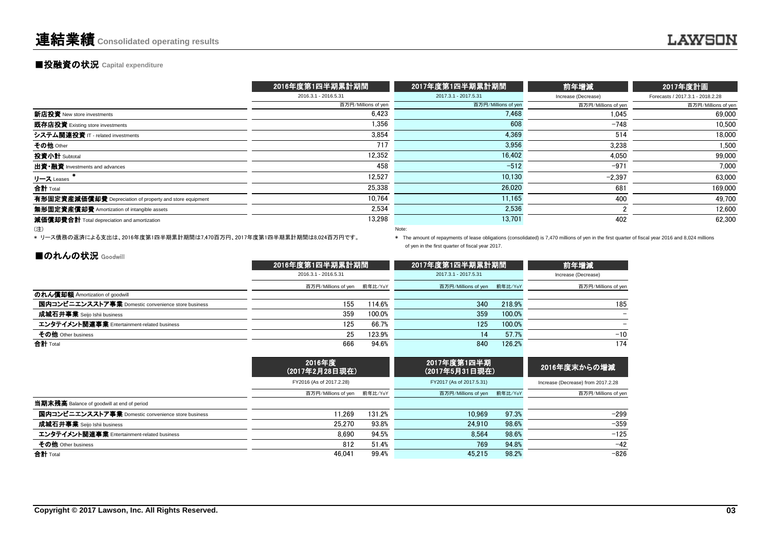# 連結業績 Consolidated operating results

## ■投融資の状況 Capital expenditure

| | 2016年度第1四半期累計期間<br>2016.3.1 - 2016.5.31<br>百万円/Millions of yen | 2017年度第1四半期累計期間<br>2017.3.1 - 2017.5.31<br>百万円/Millions of yen | 前年増減<br>Increase (Decrease)<br>百万円/Millions of yen | 2017年度計画<br>Forecasts / 2017.3.1 - 2018.2.28<br>百万円/Millions of yen |
|---|---|---|---|---|
| **新店投資** New store investments | 6,423 | 7,468 | 1,045 | 69,000 |
| **既存店投資** Existing store investments | 1,356 | 608 | −748 | 10,500 |
| **システム関連投資** IT - related investments | 3,854 | 4,369 | 514 | 18,000 |
| **その他** Other | 717 | 3,956 | 3,238 | 1,500 |
| **投資小計** Subtotal | 12,352 | 16,402 | 4,050 | 99,000 |
| **出資・融資** Investments and advances | 458 | −512 | −971 | 7,000 |
| **リース** Leases * | 12,527 | 10,130 | −2,397 | 63,000 |
| **合計** Total | 25,338 | 26,020 | 681 | 169,000 |
| **有形固定資産減価償却費** Depreciation of property and store equipment | 10,764 | 11,165 | 400 | 49,700 |
| **無形固定資産償却費** Amortization of intangible assets | 2,534 | 2,536 | 2 | 12,600 |
| **減価償却費合計** Total depreciation and amortization | 13,298 | 13,701 | 402 | 62,300 |

(注)
* リース債務の返済による支出は、2016年度第1四半期累計期間は7,470百万円、2017年度第1四半期累計期間は8,024百万円です。

Note:
* The amount of repayments of lease obligations (consolidated) is 7,470 millions of yen in the first quarter of fiscal year 2016 and 8,024 millions of yen in the first quarter of fiscal year 2017.

## ■のれんの状況 Goodwill

| | 2016年度第1四半期累計期間<br>2016.3.1 - 2016.5.31<br>百万円/Millions of yen | 前年比/YoY | 2017年度第1四半期累計期間<br>2017.3.1 - 2017.5.31<br>百万円/Millions of yen | 前年比/YoY | 前年増減<br>Increase (Decrease)<br>百万円/Millions of yen |
|---|---|---|---|---|---|
| **のれん償却額** Amortization of goodwill | | | | | |
| **国内コンビニエンスストア事業** Domestic convenience store business | 155 | 114.6% | 340 | 218.9% | 185 |
| **成城石井事業** Seijo Ishii business | 359 | 100.0% | 359 | 100.0% | − |
| **エンタテイメント関連事業** Entertainment-related business | 125 | 66.7% | 125 | 100.0% | − |
| **その他** Other business | 25 | 123.9% | 14 | 57.7% | −10 |
| **合計** Total | 666 | 94.6% | 840 | 126.2% | 174 |

| | 2016年度<br>(2017年2月28日現在)<br>FY2016 (As of 2017.2.28)<br>百万円/Millions of yen | 前年比/YoY | 2017年度第1四半期<br>(2017年5月31日現在)<br>FY2017 (As of 2017.5.31)<br>百万円/Millions of yen | 前年比/YoY | 2016年度末からの増減<br>Increase (Decrease) from 2017.2.28<br>百万円/Millions of yen |
|---|---|---|---|---|---|
| **当期末残高** Balance of goodwill at end of period | | | | | |
| **国内コンビニエンスストア事業** Domestic convenience store business | 11,269 | 131.2% | 10,969 | 97.3% | −299 |
| **成城石井事業** Seijo Ishii business | 25,270 | 93.8% | 24,910 | 98.6% | −359 |
| **エンタテイメント関連事業** Entertainment-related business | 8,690 | 94.5% | 8,564 | 98.6% | −125 |
| **その他** Other business | 812 | 51.4% | 769 | 94.8% | −42 |
| **合計** Total | 46,041 | 99.4% | 45,215 | 98.2% | −826 |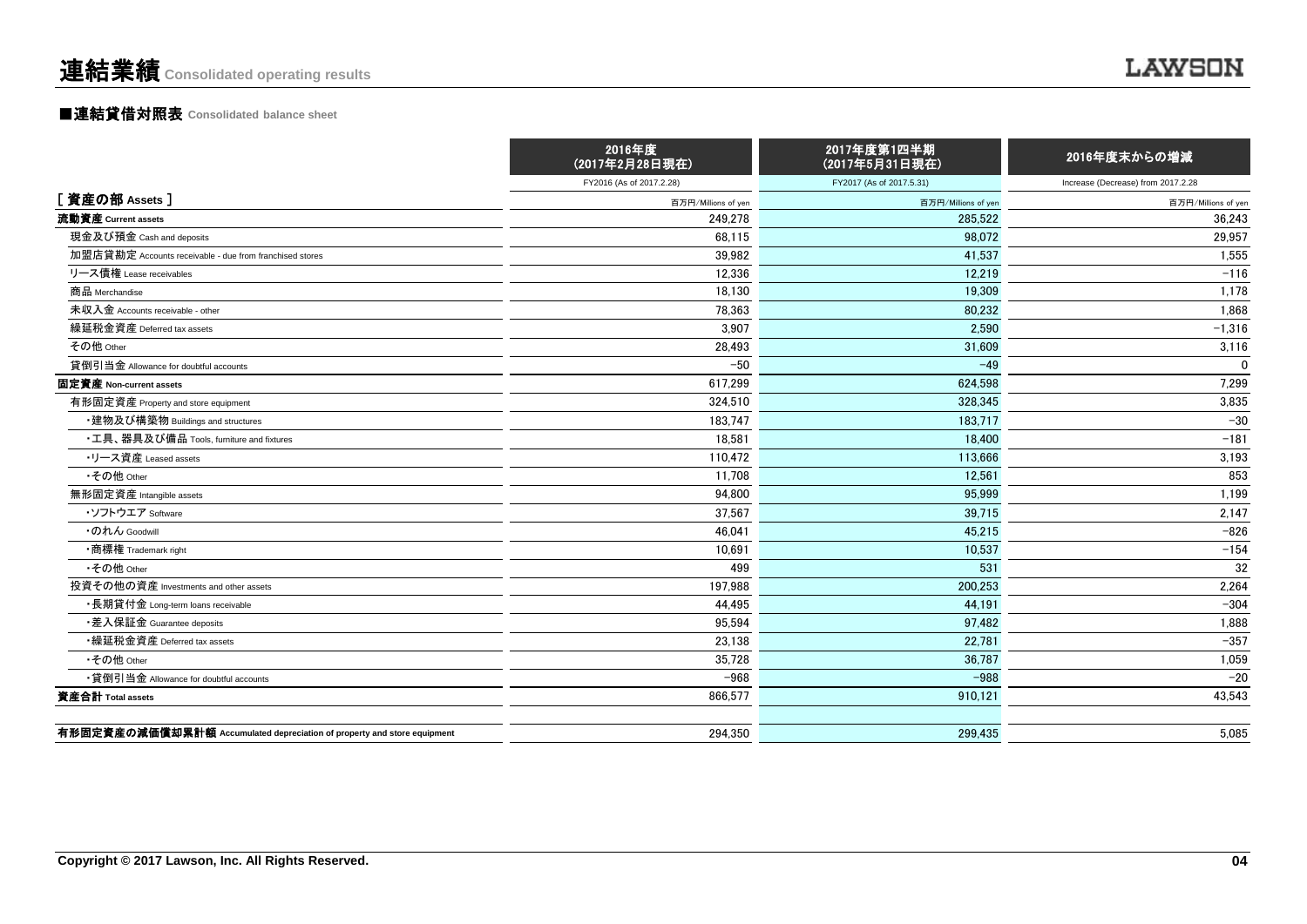# 連結業績 Consolidated operating results

## ■連結貸借対照表 Consolidated balance sheet

| | 2016年度（2017年2月28日現在） | 2017年度第1四半期（2017年5月31日現在） | 2016年度末からの増減 |
|---|---|---|---|
| | FY2016 (As of 2017.2.28) | FY2017 (As of 2017.5.31) | Increase (Decrease) from 2017.2.28 |
| **[ 資産の部 Assets ]** | 百万円/Millions of yen | 百万円/Millions of yen | 百万円/Millions of yen |
| **流動資産 Current assets** | 249,278 | 285,522 | 36,243 |
| 現金及び預金 Cash and deposits | 68,115 | 98,072 | 29,957 |
| 加盟店貸勘定 Accounts receivable - due from franchised stores | 39,982 | 41,537 | 1,555 |
| リース債権 Lease receivables | 12,336 | 12,219 | −116 |
| 商品 Merchandise | 18,130 | 19,309 | 1,178 |
| 未収入金 Accounts receivable - other | 78,363 | 80,232 | 1,868 |
| 繰延税金資産 Deferred tax assets | 3,907 | 2,590 | −1,316 |
| その他 Other | 28,493 | 31,609 | 3,116 |
| 貸倒引当金 Allowance for doubtful accounts | −50 | −49 | 0 |
| **固定資産 Non-current assets** | 617,299 | 624,598 | 7,299 |
| 有形固定資産 Property and store equipment | 324,510 | 328,345 | 3,835 |
| ・建物及び構築物 Buildings and structures | 183,747 | 183,717 | −30 |
| ・工具、器具及び備品 Tools, furniture and fixtures | 18,581 | 18,400 | −181 |
| ・リース資産 Leased assets | 110,472 | 113,666 | 3,193 |
| ・その他 Other | 11,708 | 12,561 | 853 |
| 無形固定資産 Intangible assets | 94,800 | 95,999 | 1,199 |
| ・ソフトウエア Software | 37,567 | 39,715 | 2,147 |
| ・のれん Goodwill | 46,041 | 45,215 | −826 |
| ・商標権 Trademark right | 10,691 | 10,537 | −154 |
| ・その他 Other | 499 | 531 | 32 |
| 投資その他の資産 Investments and other assets | 197,988 | 200,253 | 2,264 |
| ・長期貸付金 Long-term loans receivable | 44,495 | 44,191 | −304 |
| ・差入保証金 Guarantee deposits | 95,594 | 97,482 | 1,888 |
| ・繰延税金資産 Deferred tax assets | 23,138 | 22,781 | −357 |
| ・その他 Other | 35,728 | 36,787 | 1,059 |
| ・貸倒引当金 Allowance for doubtful accounts | −968 | −988 | −20 |
| **資産合計 Total assets** | 866,577 | 910,121 | 43,543 |
| | | | |
| **有形固定資産の減価償却累計額 Accumulated depreciation of property and store equipment** | 294,350 | 299,435 | 5,085 |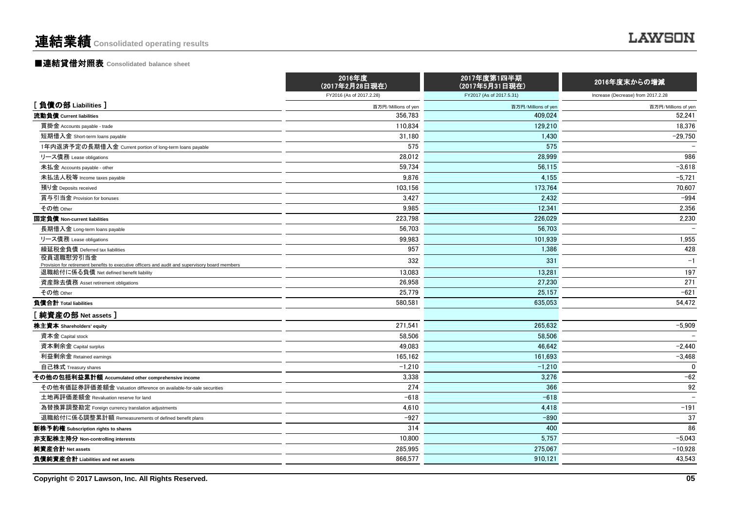# 連結業績 Consolidated operating results

## ■連結貸借対照表 Consolidated balance sheet

| | 2016年度<br>(2017年2月28日現在)<br>FY2016 (As of 2017.2.28) | 2017年度第1四半期<br>(2017年5月31日現在)<br>FY2017 (As of 2017.5.31) | 2016年度末からの増減<br>Increase (Decrease) from 2017.2.28 |
|---|---|---|---|
| **[ 負債の部 Liabilities ]** | 百万円/Millions of yen | 百万円/Millions of yen | 百万円/Millions of yen |
| **流動負債 Current liabilities** | 356,783 | 409,024 | 52,241 |
| 買掛金 Accounts payable - trade | 110,834 | 129,210 | 18,376 |
| 短期借入金 Short-term loans payable | 31,180 | 1,430 | −29,750 |
| 1年内返済予定の長期借入金 Current portion of long-term loans payable | 575 | 575 | − |
| リース債務 Lease obligations | 28,012 | 28,999 | 986 |
| 未払金 Accounts payable - other | 59,734 | 56,115 | −3,618 |
| 未払法人税等 Income taxes payable | 9,876 | 4,155 | −5,721 |
| 預り金 Deposits received | 103,156 | 173,764 | 70,607 |
| 賞与引当金 Provision for bonuses | 3,427 | 2,432 | −994 |
| その他 Other | 9,985 | 12,341 | 2,356 |
| **固定負債 Non-current liabilities** | 223,798 | 226,029 | 2,230 |
| 長期借入金 Long-term loans payable | 56,703 | 56,703 | − |
| リース債務 Lease obligations | 99,983 | 101,939 | 1,955 |
| 繰延税金負債 Deferred tax liabilities | 957 | 1,386 | 428 |
| 役員退職慰労引当金 Provision for retirement benefits to executive officers and audit and supervisory board members | 332 | 331 | −1 |
| 退職給付に係る負債 Net defined benefit liability | 13,083 | 13,281 | 197 |
| 資産除去債務 Asset retirement obligations | 26,958 | 27,230 | 271 |
| その他 Other | 25,779 | 25,157 | −621 |
| **負債合計 Total liabilities** | 580,581 | 635,053 | 54,472 |
| **[ 純資産の部 Net assets ]** | | | |
| **株主資本 Shareholders' equity** | 271,541 | 265,632 | −5,909 |
| 資本金 Capital stock | 58,506 | 58,506 | − |
| 資本剰余金 Capital surplus | 49,083 | 46,642 | −2,440 |
| 利益剰余金 Retained earnings | 165,162 | 161,693 | −3,468 |
| 自己株式 Treasury shares | −1,210 | −1,210 | 0 |
| **その他の包括利益累計額 Accumulated other comprehensive income** | 3,338 | 3,276 | −62 |
| その他有価証券評価差額金 Valuation difference on available-for-sale securities | 274 | 366 | 92 |
| 土地再評価差額金 Revaluation reserve for land | −618 | −618 | − |
| 為替換算調整勘定 Foreign currency translation adjustments | 4,610 | 4,418 | −191 |
| 退職給付に係る調整累計額 Remeasurements of defined benefit plans | −927 | −890 | 37 |
| **新株予約権 Subscription rights to shares** | 314 | 400 | 86 |
| **非支配株主持分 Non-controlling interests** | 10,800 | 5,757 | −5,043 |
| **純資産合計 Net assets** | 285,995 | 275,067 | −10,928 |
| **負債純資産合計 Liabilities and net assets** | 866,577 | 910,121 | 43,543 |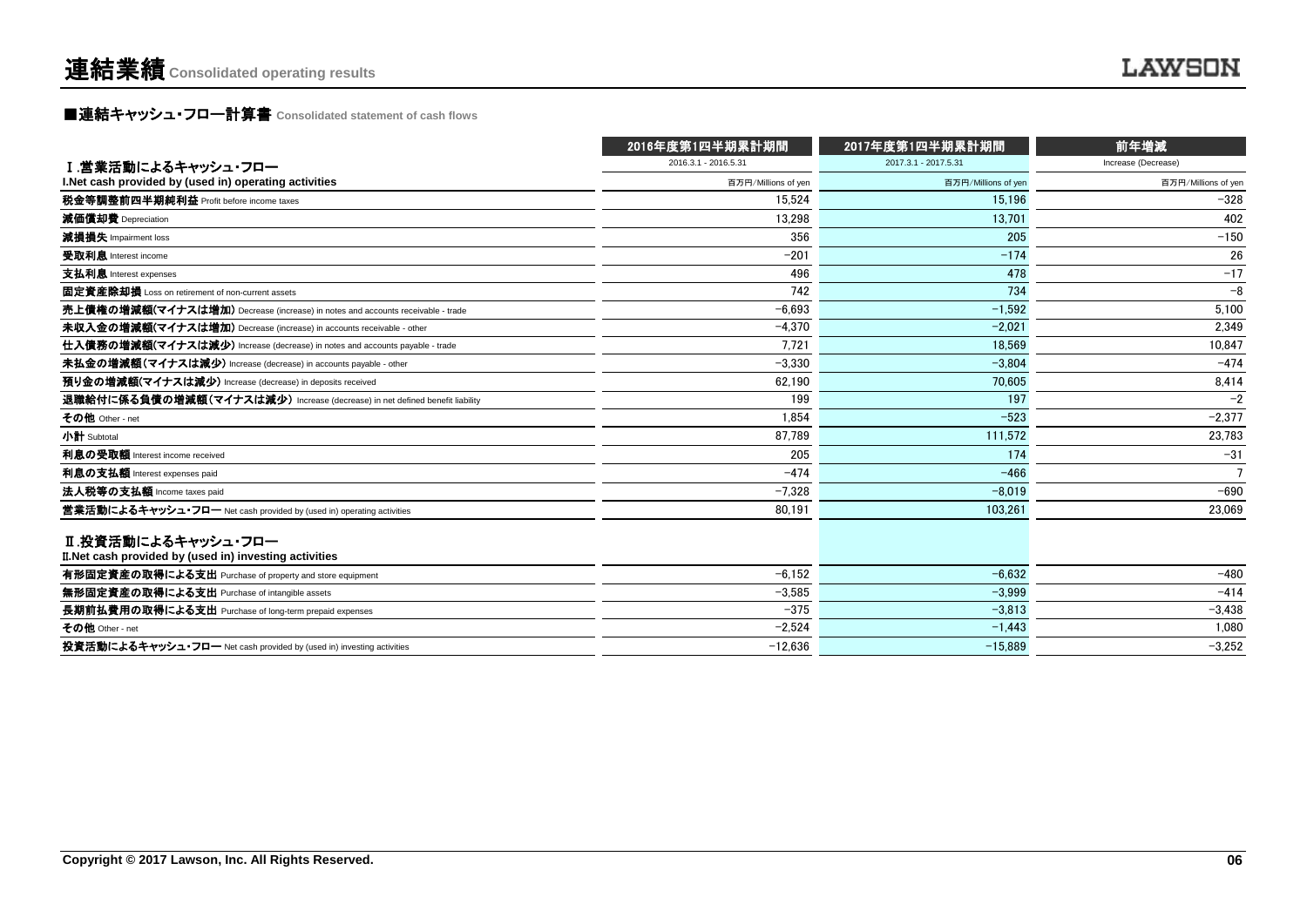# 連結業績 Consolidated operating results

## ■連結キャッシュ・フロー計算書 Consolidated statement of cash flows

| | 2016年度第1四半期累計期間 | 2017年度第1四半期累計期間 | 前年増減 |
|---|---|---|---|
| Ⅰ.営業活動によるキャッシュ・フロー | 2016.3.1 - 2016.5.31 | 2017.3.1 - 2017.5.31 | Increase (Decrease) |
| I.Net cash provided by (used in) operating activities | 百万円/Millions of yen | 百万円/Millions of yen | 百万円/Millions of yen |
| **税金等調整前四半期純利益** Profit before income taxes | 15,524 | 15,196 | −328 |
| **減価償却費** Depreciation | 13,298 | 13,701 | 402 |
| **減損損失** Impairment loss | 356 | 205 | −150 |
| **受取利息** Interest income | −201 | −174 | 26 |
| **支払利息** Interest expenses | 496 | 478 | −17 |
| **固定資産除却損** Loss on retirement of non-current assets | 742 | 734 | −8 |
| **売上債権の増減額(マイナスは増加)** Decrease (increase) in notes and accounts receivable - trade | −6,693 | −1,592 | 5,100 |
| **未収入金の増減額(マイナスは増加)** Decrease (increase) in accounts receivable - other | −4,370 | −2,021 | 2,349 |
| **仕入債務の増減額(マイナスは減少)** Increase (decrease) in notes and accounts payable - trade | 7,721 | 18,569 | 10,847 |
| **未払金の増減額(マイナスは減少)** Increase (decrease) in accounts payable - other | −3,330 | −3,804 | −474 |
| **預り金の増減額(マイナスは減少)** Increase (decrease) in deposits received | 62,190 | 70,605 | 8,414 |
| **退職給付に係る負債の増減額(マイナスは減少)** Increase (decrease) in net defined benefit liability | 199 | 197 | −2 |
| **その他** Other - net | 1,854 | −523 | −2,377 |
| **小計** Subtotal | 87,789 | 111,572 | 23,783 |
| **利息の受取額** Interest income received | 205 | 174 | −31 |
| **利息の支払額** Interest expenses paid | −474 | −466 | 7 |
| **法人税等の支払額** Income taxes paid | −7,328 | −8,019 | −690 |
| **営業活動によるキャッシュ・フロー** Net cash provided by (used in) operating activities | 80,191 | 103,261 | 23,069 |
| Ⅱ.投資活動によるキャッシュ・フロー<br>Ⅱ.Net cash provided by (used in) investing activities | | | |
| **有形固定資産の取得による支出** Purchase of property and store equipment | −6,152 | −6,632 | −480 |
| **無形固定資産の取得による支出** Purchase of intangible assets | −3,585 | −3,999 | −414 |
| **長期前払費用の取得による支出** Purchase of long-term prepaid expenses | −375 | −3,813 | −3,438 |
| **その他** Other - net | −2,524 | −1,443 | 1,080 |
| **投資活動によるキャッシュ・フロー** Net cash provided by (used in) investing activities | −12,636 | −15,889 | −3,252 |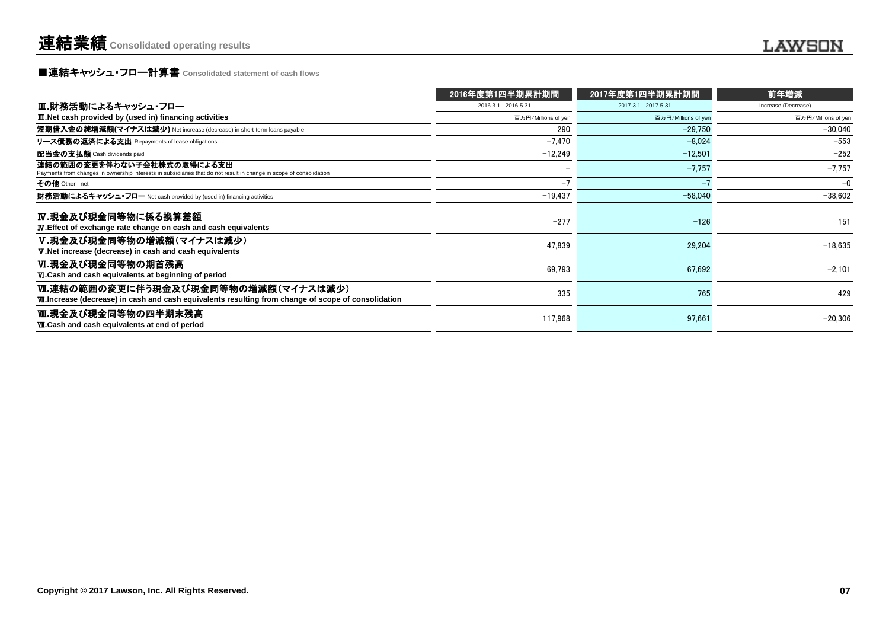# 連結業績 Consolidated operating results

## ■連結キャッシュ・フロー計算書 Consolidated statement of cash flows

| | 2016年度第1四半期累計期間 | 2017年度第1四半期累計期間 | 前年増減 |
|---|---|---|---|
| **Ⅲ.財務活動によるキャッシュ・フロー** | 2016.3.1 - 2016.5.31 | 2017.3.1 - 2017.5.31 | Increase (Decrease) |
| **Ⅲ.Net cash provided by (used in) financing activities** | 百万円/Millions of yen | 百万円/Millions of yen | 百万円/Millions of yen |
| **短期借入金の純増減額(マイナスは減少)** Net increase (decrease) in short-term loans payable | 290 | −29,750 | −30,040 |
| **リース債務の返済による支出** Repayments of lease obligations | −7,470 | −8,024 | −553 |
| **配当金の支払額** Cash dividends paid | −12,249 | −12,501 | −252 |
| **連結の範囲の変更を伴わない子会社株式の取得による支出** Payments from changes in ownership interests in subsidiaries that do not result in change in scope of consolidation | − | −7,757 | −7,757 |
| **その他** Other - net | −7 | −7 | −0 |
| **財務活動によるキャッシュ・フロー** Net cash provided by (used in) financing activities | −19,437 | −58,040 | −38,602 |
| **Ⅳ.現金及び現金同等物に係る換算差額** **Ⅳ.Effect of exchange rate change on cash and cash equivalents** | −277 | −126 | 151 |
| **Ⅴ.現金及び現金同等物の増減額(マイナスは減少)** **Ⅴ.Net increase (decrease) in cash and cash equivalents** | 47,839 | 29,204 | −18,635 |
| **Ⅵ.現金及び現金同等物の期首残高** **Ⅵ.Cash and cash equivalents at beginning of period** | 69,793 | 67,692 | −2,101 |
| **Ⅶ.連結の範囲の変更に伴う現金及び現金同等物の増減額(マイナスは減少)** **Ⅶ.Increase (decrease) in cash and cash equivalents resulting from change of scope of consolidation** | 335 | 765 | 429 |
| **Ⅷ.現金及び現金同等物の四半期末残高** **Ⅷ.Cash and cash equivalents at end of period** | 117,968 | 97,661 | −20,306 |

Copyright © 2017 Lawson, Inc. All Rights Reserved.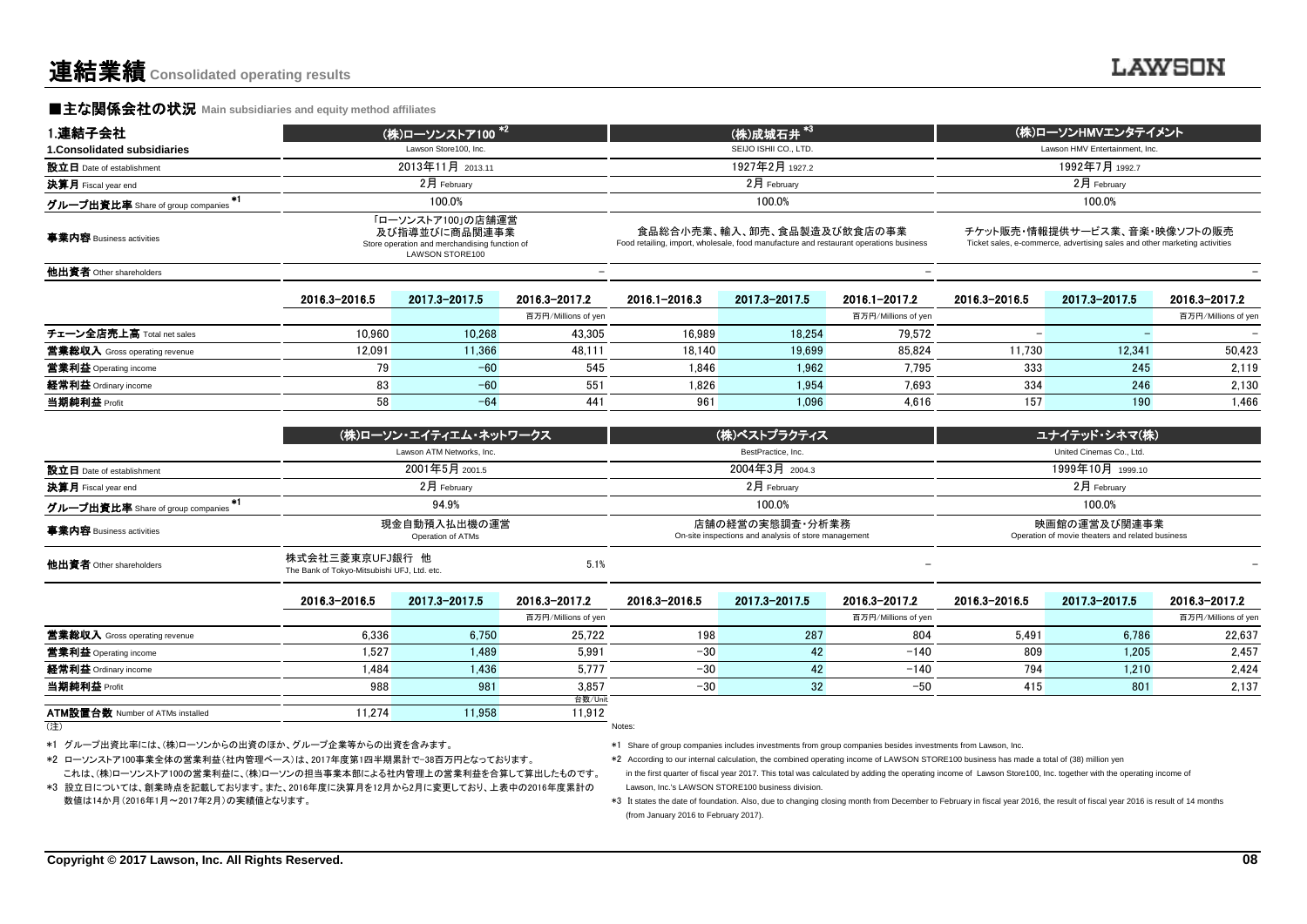# 連結業績 Consolidated operating results

## ■主な関係会社の状況 Main subsidiaries and equity method affiliates

| 1.連結子会社<br>1.Consolidated subsidiaries | (株)ローソンストア100 *2<br>Lawson Store100, Inc. | | | (株)成城石井 *3<br>SEIJO ISHII CO., LTD. | | | (株)ローソンHMVエンタテイメント<br>Lawson HMV Entertainment, Inc. | | |
|---|---|---|---|---|---|---|---|---|---|
| 設立日 Date of establishment | 2013年11月 2013.11 | | | 1927年2月 1927.2 | | | 1992年7月 1992.7 | | |
| 決算月 Fiscal year end | 2月 February | | | 2月 February | | | 2月 February | | |
| グループ出資比率 Share of group companies *1 | 100.0% | | | 100.0% | | | 100.0% | | |
| 事業内容 Business activities | 「ローソンストア100」の店舗運営及び指導並びに商品関連事業<br>Store operation and merchandising function of LAWSON STORE100 | | | 食品総合小売業、輸入、卸売、食品製造及び飲食店の事業<br>Food retailing, import, wholesale, food manufacture and restaurant operations business | | | チケット販売・情報提供サービス業、音楽・映像ソフトの販売<br>Ticket sales, e-commerce, advertising sales and other marketing activities | | |
| 他出資者 Other shareholders | | | – | | | – | | | – |
| | 2016.3-2016.5 | 2017.3-2017.5 | 2016.3-2017.2 | 2016.1-2016.3 | 2017.3-2017.5 | 2016.1-2017.2 | 2016.3-2016.5 | 2017.3-2017.5 | 2016.3-2017.2 |
| | | | 百万円/Millions of yen | | | 百万円/Millions of yen | | | 百万円/Millions of yen |
| チェーン全店売上高 Total net sales | 10,960 | 10,268 | 43,305 | 16,989 | 18,254 | 79,572 | – | – | – |
| 営業総収入 Gross operating revenue | 12,091 | 11,366 | 48,111 | 18,140 | 19,699 | 85,824 | 11,730 | 12,341 | 50,423 |
| 営業利益 Operating income | 79 | −60 | 545 | 1,846 | 1,962 | 7,795 | 333 | 245 | 2,119 |
| 経常利益 Ordinary income | 83 | −60 | 551 | 1,826 | 1,954 | 7,693 | 334 | 246 | 2,130 |
| 当期純利益 Profit | 58 | −64 | 441 | 961 | 1,096 | 4,616 | 157 | 190 | 1,466 |

| | (株)ローソン・エイティエム・ネットワークス<br>Lawson ATM Networks, Inc. | | | (株)ベストプラクティス<br>BestPractice, Inc. | | | ユナイテッド・シネマ(株)<br>United Cinemas Co., Ltd. | | |
|---|---|---|---|---|---|---|---|---|---|
| 設立日 Date of establishment | 2001年5月 2001.5 | | | 2004年3月 2004.3 | | | 1999年10月 1999.10 | | |
| 決算月 Fiscal year end | 2月 February | | | 2月 February | | | 2月 February | | |
| グループ出資比率 Share of group companies *1 | 94.9% | | | 100.0% | | | 100.0% | | |
| 事業内容 Business activities | 現金自動預入払出機の運営<br>Operation of ATMs | | | 店舗の経営の実態調査・分析業務<br>On-site inspections and analysis of store management | | | 映画館の運営及び関連事業<br>Operation of movie theaters and related business | | |
| 他出資者 Other shareholders | 株式会社三菱東京UFJ銀行 他<br>The Bank of Tokyo-Mitsubishi UFJ, Ltd. etc. | | 5.1% | | | – | | | – |
| | 2016.3-2016.5 | 2017.3-2017.5 | 2016.3-2017.2 | 2016.3-2016.5 | 2017.3-2017.5 | 2016.3-2017.2 | 2016.3-2016.5 | 2017.3-2017.5 | 2016.3-2017.2 |
| | | | 百万円/Millions of yen | | | 百万円/Millions of yen | | | 百万円/Millions of yen |
| 営業総収入 Gross operating revenue | 6,336 | 6,750 | 25,722 | 198 | 287 | 804 | 5,491 | 6,786 | 22,637 |
| 営業利益 Operating income | 1,527 | 1,489 | 5,991 | −30 | 42 | −140 | 809 | 1,205 | 2,457 |
| 経常利益 Ordinary income | 1,484 | 1,436 | 5,777 | −30 | 42 | −140 | 794 | 1,210 | 2,424 |
| 当期純利益 Profit | 988 | 981 | 3,857 | −30 | 32 | −50 | 415 | 801 | 2,137 |
| | | | 台数/Unit | | | | | | |
| ATM設置台数 Number of ATMs installed | 11,274 | 11,958 | 11,912 | | | | | | |

(注)

*1 グループ出資比率には、(株)ローソンからの出資のほか、グループ企業等からの出資を含みます。

*2 ローソンストア100事業全体の営業利益(社内管理ベース)は、2017年度第1四半期累計で−38百万円となっております。
これは、(株)ローソンストア100の営業利益に、(株)ローソンの担当事業本部による社内管理上の営業利益を合算して算出したものです。

*3 設立日については、創業時点を記載しております。また、2016年度に決算月を12月から2月に変更しており、上表中の2016年度累計の数値は14か月(2016年1月～2017年2月)の実績値となります。

Notes:

*1 Share of group companies includes investments from group companies besides investments from Lawson, Inc.

*2 According to our internal calculation, the combined operating income of LAWSON STORE100 business has made a total of (38) million yen in the first quarter of fiscal year 2017. This total was calculated by adding the operating income of Lawson Store100, Inc. together with the operating income of Lawson, Inc.'s LAWSON STORE100 business division.

*3 It states the date of foundation. Also, due to changing closing month from December to February in fiscal year 2016, the result of fiscal year 2016 is result of 14 months (from January 2016 to February 2017).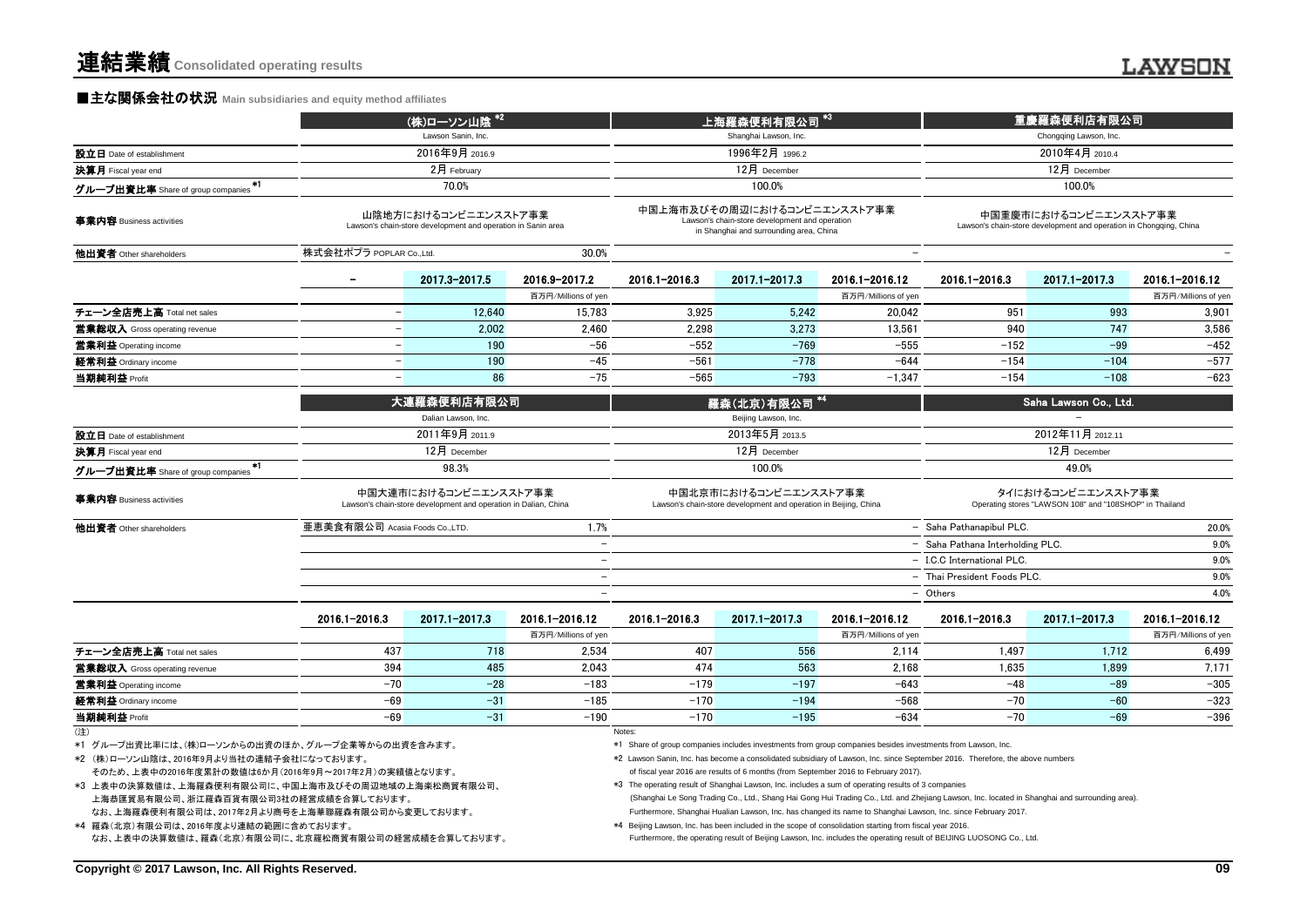# 連結業績 Consolidated operating results

## ■主な関係会社の状況 Main subsidiaries and equity method affiliates

| | (株)ローソン山陰 *2 Lawson Sanin, Inc. | | | 上海羅森便利有限公司 *3 Shanghai Lawson, Inc. | | | 重慶羅森便利店有限公司 Chongqing Lawson, Inc. | | |
|---|---|---|---|---|---|---|---|---|---|
| 設立日 Date of establishment | 2016年9月 2016.9 | | | 1996年2月 1996.2 | | | 2010年4月 2010.4 | | |
| 決算月 Fiscal year end | 2月 February | | | 12月 December | | | 12月 December | | |
| グループ出資比率 Share of group companies *1 | 70.0% | | | 100.0% | | | 100.0% | | |
| 事業内容 Business activities | 山陰地方におけるコンビニエンスストア事業 Lawson's chain-store development and operation in Sanin area | | | 中国上海市及びその周辺におけるコンビニエンスストア事業 Lawson's chain-store development and operation in Shanghai and surrounding area, China | | | 中国重慶市におけるコンビニエンスストア事業 Lawson's chain-store development and operation in Chongqing, China | | |
| 他出資者 Other shareholders | 株式会社ポプラ POPLAR Co.,Ltd. | | 30.0% | | | − | | | − |
| | − | 2017.3−2017.5 | 2016.9−2017.2 | 2016.1−2016.3 | 2017.1−2017.3 | 2016.1−2016.12 | 2016.1−2016.3 | 2017.1−2017.3 | 2016.1−2016.12 |
| | | | 百万円/Millions of yen | | | 百万円/Millions of yen | | | 百万円/Millions of yen |
| チェーン全店売上高 Total net sales | − | 12,640 | 15,783 | 3,925 | 5,242 | 20,042 | 951 | 993 | 3,901 |
| 営業総収入 Gross operating revenue | − | 2,002 | 2,460 | 2,298 | 3,273 | 13,561 | 940 | 747 | 3,586 |
| 営業利益 Operating income | − | 190 | −56 | −552 | −769 | −555 | −152 | −99 | −452 |
| 経常利益 Ordinary income | − | 190 | −45 | −561 | −778 | −644 | −154 | −104 | −577 |
| 当期純利益 Profit | − | 86 | −75 | −565 | −793 | −1,347 | −154 | −108 | −623 |

| | 大連羅森便利店有限公司 Dalian Lawson, Inc. | | | 羅森(北京)有限公司 *4 Beijing Lawson, Inc. | | | Saha Lawson Co., Ltd. − | | |
|---|---|---|---|---|---|---|---|---|---|
| 設立日 Date of establishment | 2011年9月 2011.9 | | | 2013年5月 2013.5 | | | 2012年11月 2012.11 | | |
| 決算月 Fiscal year end | 12月 December | | | 12月 December | | | 12月 December | | |
| グループ出資比率 Share of group companies *1 | 98.3% | | | 100.0% | | | 49.0% | | |
| 事業内容 Business activities | 中国大連市におけるコンビニエンスストア事業 Lawson's chain-store development and operation in Dalian, China | | | 中国北京市におけるコンビニエンスストア事業 Lawson's chain-store development and operation in Beijing, China | | | タイにおけるコンビニエンスストア事業 Operating stores "LAWSON 108" and "108SHOP" in Thailand | | |
| 他出資者 Other shareholders | 亜恵美食有限公司 Acasia Foods Co.,LTD. | | 1.7% | | | − | Saha Pathanapibul PLC. | | 20.0% |
| | | | − | | | − | Saha Pathana Interholding PLC. | | 9.0% |
| | | | − | | | − | I.C.C International PLC. | | 9.0% |
| | | | − | | | − | Thai President Foods PLC. | | 9.0% |
| | | | − | | | − | Others | | 4.0% |
| | 2016.1−2016.3 | 2017.1−2017.3 | 2016.1−2016.12 | 2016.1−2016.3 | 2017.1−2017.3 | 2016.1−2016.12 | 2016.1−2016.3 | 2017.1−2017.3 | 2016.1−2016.12 |
| | | | 百万円/Millions of yen | | | 百万円/Millions of yen | | | 百万円/Millions of yen |
| チェーン全店売上高 Total net sales | 437 | 718 | 2,534 | 407 | 556 | 2,114 | 1,497 | 1,712 | 6,499 |
| 営業総収入 Gross operating revenue | 394 | 485 | 2,043 | 474 | 563 | 2,168 | 1,635 | 1,899 | 7,171 |
| 営業利益 Operating income | −70 | −28 | −183 | −179 | −197 | −643 | −48 | −89 | −305 |
| 経常利益 Ordinary income | −69 | −31 | −185 | −170 | −194 | −568 | −70 | −60 | −323 |
| 当期純利益 Profit | −69 | −31 | −190 | −170 | −195 | −634 | −70 | −69 | −396 |

(注)

*1 グループ出資比率には、(株)ローソンからの出資のほか、グループ企業等からの出資を含みます。

*2 (株)ローソン山陰は、2016年9月より当社の連結子会社になっております。
そのため、上表中の2016年度累計の数値は6か月(2016年9月～2017年2月)の実績値となります。

*3 上表中の決算数値は、上海羅森便利有限公司に、中国上海市及びその周辺の上海楽松商貿有限公司、
上海恭匯貿易有限公司、浙江羅森百貨有限公司3社の経営成績を合算しております。
なお、上海羅森便利有限公司は、2017年2月より商号を上海華聯羅森有限公司から変更しております。

*4 羅森(北京)有限公司は、2016年度より連結の範囲に含めております。
なお、上表中の決算数値は、羅森(北京)有限公司に、北京羅松商貿有限公司の経営成績を合算しております。

Notes:

*1 Share of group companies includes investments from group companies besides investments from Lawson, Inc.

*2 Lawson Sanin, Inc. has become a consolidated subsidiary of Lawson, Inc. since September 2016. Therefore, the above numbers of fiscal year 2016 are results of 6 months (from September 2016 to February 2017).

*3 The operating result of Shanghai Lawson, Inc. includes a sum of operating results of 3 companies (Shanghai Le Song Trading Co., Ltd., Shang Hai Gong Hui Trading Co., Ltd. and Zhejiang Lawson, Inc. located in Shanghai and surrounding area). Furthermore, Shanghai Hualian Lawson, Inc. has changed its name to Shanghai Lawson, Inc. since February 2017.

*4 Beijing Lawson, Inc. has been included in the scope of consolidation starting from fiscal year 2016. Furthermore, the operating result of Beijing Lawson, Inc. includes the operating result of BEIJING LUOSONG CO., Ltd.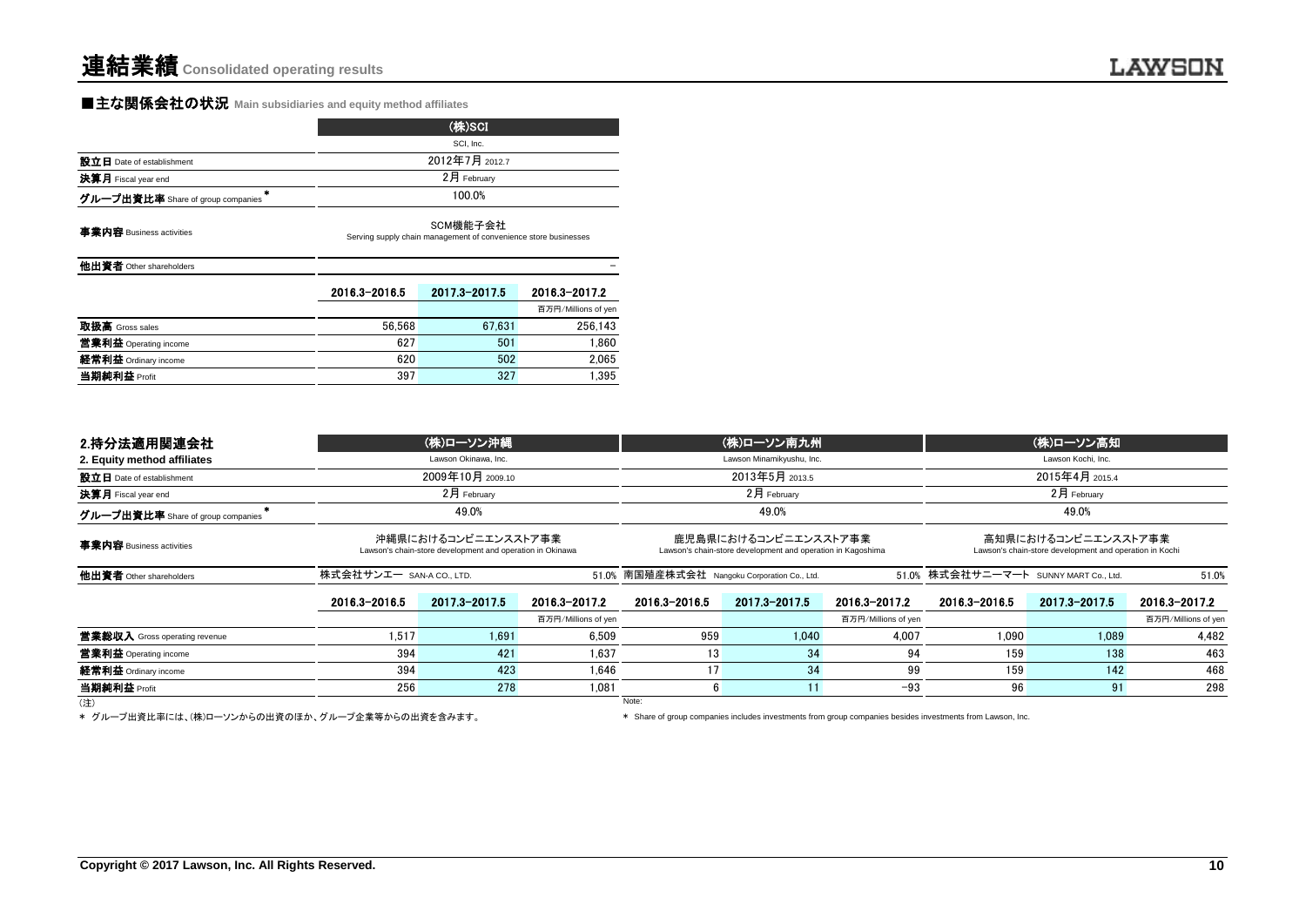# 連結業績 Consolidated operating results

## ■主な関係会社の状況 Main subsidiaries and equity method affiliates

| | (株)SCI SCI, Inc. | | |
|---|---|---|---|
| 設立日 Date of establishment | 2012年7月 2012.7 | | |
| 決算月 Fiscal year end | 2月 February | | |
| グループ出資比率 Share of group companies * | 100.0% | | |
| 事業内容 Business activities | SCM機能子会社 Serving supply chain management of convenience store businesses | | |
| 他出資者 Other shareholders | – | | |
| | 2016.3-2016.5 | 2017.3-2017.5 | 2016.3-2017.2 |
| | | | 百万円/Millions of yen |
| 取扱高 Gross sales | 56,568 | 67,631 | 256,143 |
| 営業利益 Operating income | 627 | 501 | 1,860 |
| 経常利益 Ordinary income | 620 | 502 | 2,065 |
| 当期純利益 Profit | 397 | 327 | 1,395 |

| 2.持分法適用関連会社 2. Equity method affiliates | (株)ローソン沖縄 Lawson Okinawa, Inc. | | | (株)ローソン南九州 Lawson Minamikyushu, Inc. | | | (株)ローソン高知 Lawson Kochi, Inc. | | |
|---|---|---|---|---|---|---|---|---|---|
| 設立日 Date of establishment | 2009年10月 2009.10 | | | 2013年5月 2013.5 | | | 2015年4月 2015.4 | | |
| 決算月 Fiscal year end | 2月 February | | | 2月 February | | | 2月 February | | |
| グループ出資比率 Share of group companies * | 49.0% | | | 49.0% | | | 49.0% | | |
| 事業内容 Business activities | 沖縄県におけるコンビニエンスストア事業 Lawson's chain-store development and operation in Okinawa | | | 鹿児島県におけるコンビニエンスストア事業 Lawson's chain-store development and operation in Kagoshima | | | 高知県におけるコンビニエンスストア事業 Lawson's chain-store development and operation in Kochi | | |
| 他出資者 Other shareholders | 株式会社サンエー SAN-A CO., LTD. | | 51.0% | 南国殖産株式会社 Nangoku Corporation Co., Ltd. | | 51.0% | 株式会社サニーマート SUNNY MART Co., Ltd. | | 51.0% |
| | 2016.3-2016.5 | 2017.3-2017.5 | 2016.3-2017.2 | 2016.3-2016.5 | 2017.3-2017.5 | 2016.3-2017.2 | 2016.3-2016.5 | 2017.3-2017.5 | 2016.3-2017.2 |
| | | | 百万円/Millions of yen | | | 百万円/Millions of yen | | | 百万円/Millions of yen |
| 営業総収入 Gross operating revenue | 1,517 | 1,691 | 6,509 | 959 | 1,040 | 4,007 | 1,090 | 1,089 | 4,482 |
| 営業利益 Operating income | 394 | 421 | 1,637 | 13 | 34 | 94 | 159 | 138 | 463 |
| 経常利益 Ordinary income | 394 | 423 | 1,646 | 17 | 34 | 99 | 159 | 142 | 468 |
| 当期純利益 Profit | 256 | 278 | 1,081 | 6 | 11 | -93 | 96 | 91 | 298 |

(注)
* グループ出資比率には、(株)ローソンからの出資のほか、グループ企業等からの出資を含みます。

Note:
* Share of group companies includes investments from group companies besides investments from Lawson, Inc.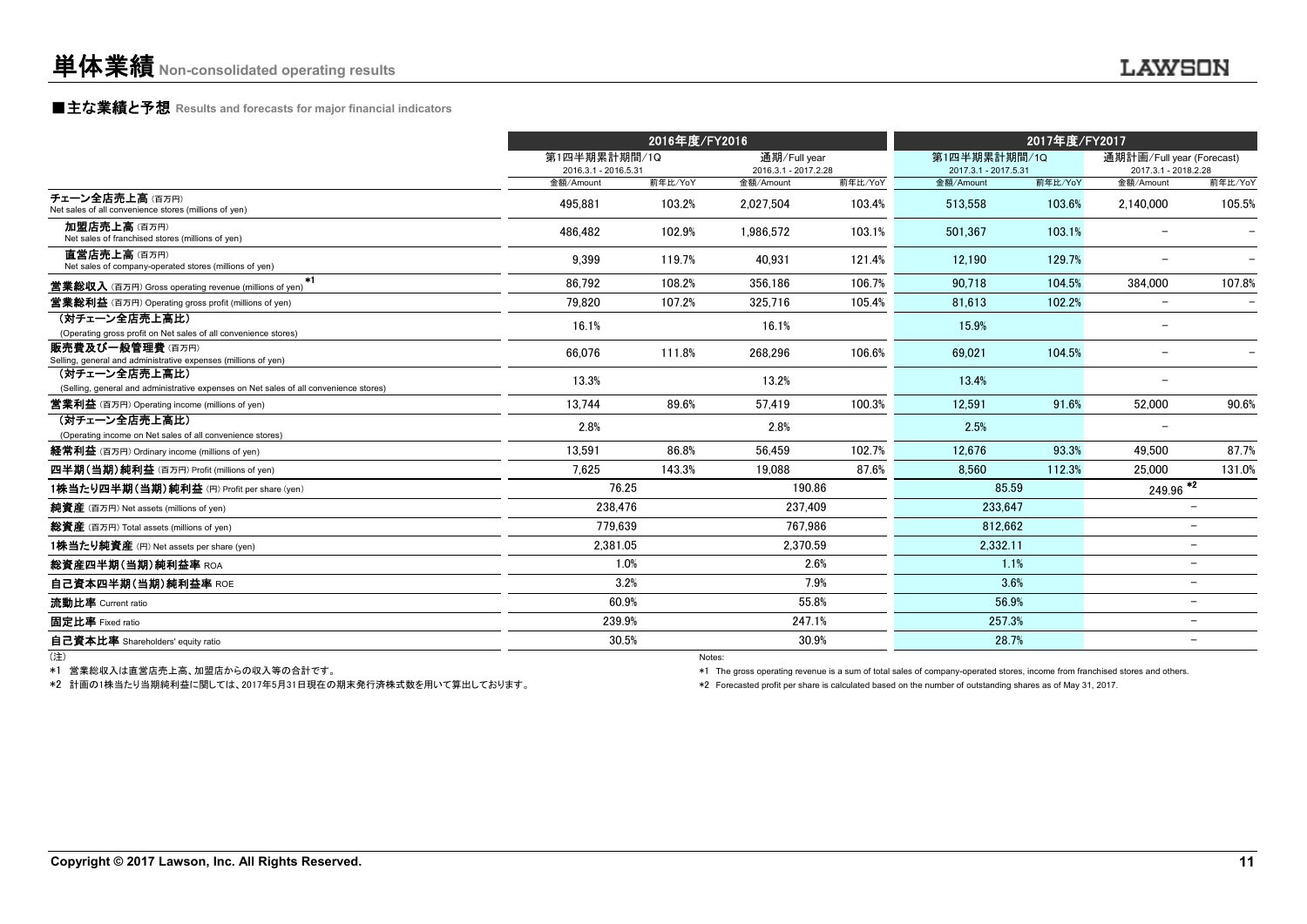# 単体業績 Non-consolidated operating results

## ■主な業績と予想 Results and forecasts for major financial indicators

| | 2016年度/FY2016 | | | | 2017年度/FY2017 | | | |
|---|---|---|---|---|---|---|---|---|
| | 第1四半期累計期間/1Q 2016.3.1 - 2016.5.31 | | 通期/Full year 2016.3.1 - 2017.2.28 | | 第1四半期累計期間/1Q 2017.3.1 - 2017.5.31 | | 通期計画/Full year (Forecast) 2017.3.1 - 2018.2.28 | |
| | 金額/Amount | 前年比/YoY | 金額/Amount | 前年比/YoY | 金額/Amount | 前年比/YoY | 金額/Amount | 前年比/YoY |
| チェーン全店売上高 (百万円) Net sales of all convenience stores (millions of yen) | 495,881 | 103.2% | 2,027,504 | 103.4% | 513,558 | 103.6% | 2,140,000 | 105.5% |
| 加盟店売上高 (百万円) Net sales of franchised stores (millions of yen) | 486,482 | 102.9% | 1,986,572 | 103.1% | 501,367 | 103.1% | − | − |
| 直営店売上高 (百万円) Net sales of company-operated stores (millions of yen) | 9,399 | 119.7% | 40,931 | 121.4% | 12,190 | 129.7% | − | − |
| 営業総収入 (百万円) Gross operating revenue (millions of yen) *1 | 86,792 | 108.2% | 356,186 | 106.7% | 90,718 | 104.5% | 384,000 | 107.8% |
| 営業総利益 (百万円) Operating gross profit (millions of yen) | 79,820 | 107.2% | 325,716 | 105.4% | 81,613 | 102.2% | − | − |
| (対チェーン全店売上高比) (Operating gross profit on Net sales of all convenience stores) | 16.1% | | 16.1% | | 15.9% | | − | |
| 販売費及び一般管理費 (百万円) Selling, general and administrative expenses (millions of yen) | 66,076 | 111.8% | 268,296 | 106.6% | 69,021 | 104.5% | − | − |
| (対チェーン全店売上高比) (Selling, general and administrative expenses on Net sales of all convenience stores) | 13.3% | | 13.2% | | 13.4% | | − | |
| 営業利益 (百万円) Operating income (millions of yen) | 13,744 | 89.6% | 57,419 | 100.3% | 12,591 | 91.6% | 52,000 | 90.6% |
| (対チェーン全店売上高比) (Operating income on Net sales of all convenience stores) | 2.8% | | 2.8% | | 2.5% | | − | |
| 経常利益 (百万円) Ordinary income (millions of yen) | 13,591 | 86.8% | 56,459 | 102.7% | 12,676 | 93.3% | 49,500 | 87.7% |
| 四半期(当期)純利益 (百万円) Profit (millions of yen) | 7,625 | 143.3% | 19,088 | 87.6% | 8,560 | 112.3% | 25,000 | 131.0% |
| 1株当たり四半期(当期)純利益 (円) Profit per share (yen) | 76.25 | | 190.86 | | 85.59 | | 249.96 *2 | |
| 純資産 (百万円) Net assets (millions of yen) | 238,476 | | 237,409 | | 233,647 | | − | |
| 総資産 (百万円) Total assets (millions of yen) | 779,639 | | 767,986 | | 812,662 | | − | |
| 1株当たり純資産 (円) Net assets per share (yen) | 2,381.05 | | 2,370.59 | | 2,332.11 | | − | |
| 総資産四半期(当期)純利益率 ROA | 1.0% | | 2.6% | | 1.1% | | − | |
| 自己資本四半期(当期)純利益率 ROE | 3.2% | | 7.9% | | 3.6% | | − | |
| 流動比率 Current ratio | 60.9% | | 55.8% | | 56.9% | | − | |
| 固定比率 Fixed ratio | 239.9% | | 247.1% | | 257.3% | | − | |
| 自己資本比率 Shareholders' equity ratio | 30.5% | | 30.9% | | 28.7% | | − | |

(注)

*1 営業総収入は直営店売上高、加盟店からの収入等の合計です。

*2 計画の1株当たり当期純利益に関しては、2017年5月31日現在の期末発行済株式数を用いて算出しております。

Notes:

*1 The gross operating revenue is a sum of total sales of company-operated stores, income from franchised stores and others.

*2 Forecasted profit per share is calculated based on the number of outstanding shares as of May 31, 2017.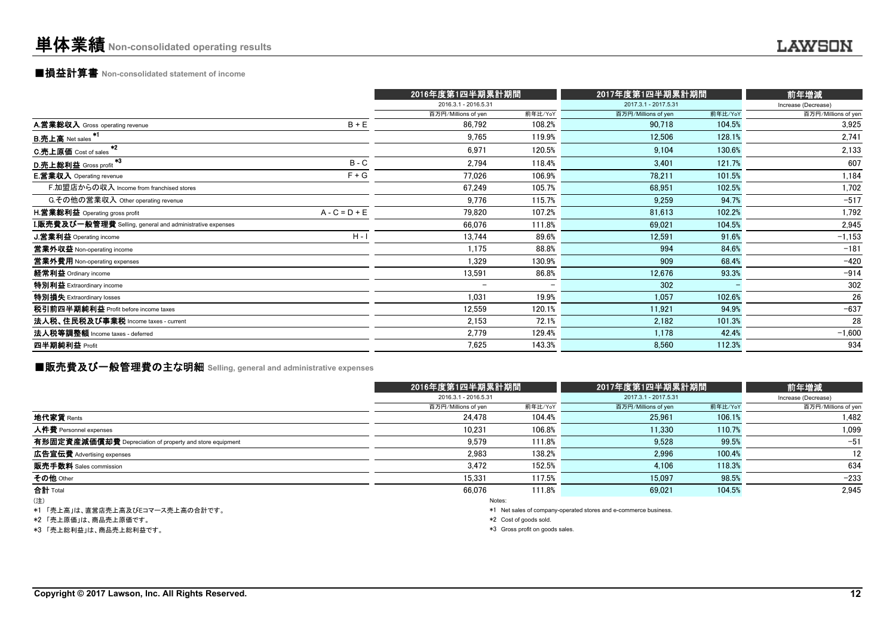# 単体業績 Non-consolidated operating results

## ■損益計算書 Non-consolidated statement of income

| | | 2016年度第1四半期累計期間 | | 2017年度第1四半期累計期間 | | 前年増減 |
|---|---|---|---|---|---|---|
| | | 2016.3.1 - 2016.5.31 | | 2017.3.1 - 2017.5.31 | | Increase (Decrease) |
| | | 百万円/Millions of yen | 前年比/YoY | 百万円/Millions of yen | 前年比/YoY | 百万円/Millions of yen |
| **A.営業総収入** Gross operating revenue | B + E | 86,792 | 108.2% | 90,718 | 104.5% | 3,925 |
| **B.売上高** Net sales *1 | | 9,765 | 119.9% | 12,506 | 128.1% | 2,741 |
| **C.売上原価** Cost of sales *2 | | 6,971 | 120.5% | 9,104 | 130.6% | 2,133 |
| **D.売上総利益** Gross profit *3 | B - C | 2,794 | 118.4% | 3,401 | 121.7% | 607 |
| **E.営業収入** Operating revenue | F + G | 77,026 | 106.9% | 78,211 | 101.5% | 1,184 |
| F.加盟店からの収入 Income from franchised stores | | 67,249 | 105.7% | 68,951 | 102.5% | 1,702 |
| G.その他の営業収入 Other operating revenue | | 9,776 | 115.7% | 9,259 | 94.7% | −517 |
| **H.営業総利益** Operating gross profit | A - C = D + E | 79,820 | 107.2% | 81,613 | 102.2% | 1,792 |
| **I.販売費及び一般管理費** Selling, general and administrative expenses | | 66,076 | 111.8% | 69,021 | 104.5% | 2,945 |
| **J.営業利益** Operating income | H - I | 13,744 | 89.6% | 12,591 | 91.6% | −1,153 |
| **営業外収益** Non-operating income | | 1,175 | 88.8% | 994 | 84.6% | −181 |
| **営業外費用** Non-operating expenses | | 1,329 | 130.9% | 909 | 68.4% | −420 |
| **経常利益** Ordinary income | | 13,591 | 86.8% | 12,676 | 93.3% | −914 |
| **特別利益** Extraordinary income | | − | − | 302 | − | 302 |
| **特別損失** Extraordinary losses | | 1,031 | 19.9% | 1,057 | 102.6% | 26 |
| **税引前四半期純利益** Profit before income taxes | | 12,559 | 120.1% | 11,921 | 94.9% | −637 |
| **法人税、住民税及び事業税** Income taxes - current | | 2,153 | 72.1% | 2,182 | 101.3% | 28 |
| **法人税等調整額** Income taxes - deferred | | 2,779 | 129.4% | 1,178 | 42.4% | −1,600 |
| **四半期純利益** Profit | | 7,625 | 143.3% | 8,560 | 112.3% | 934 |

## ■販売費及び一般管理費の主な明細 Selling, general and administrative expenses

| | 2016年度第1四半期累計期間 | | 2017年度第1四半期累計期間 | | 前年増減 |
|---|---|---|---|---|---|
| | 2016.3.1 - 2016.5.31 | | 2017.3.1 - 2017.5.31 | | Increase (Decrease) |
| | 百万円/Millions of yen | 前年比/YoY | 百万円/Millions of yen | 前年比/YoY | 百万円/Millions of yen |
| **地代家賃** Rents | 24,478 | 104.4% | 25,961 | 106.1% | 1,482 |
| **人件費** Personnel expenses | 10,231 | 106.8% | 11,330 | 110.7% | 1,099 |
| **有形固定資産減価償却費** Depreciation of property and store equipment | 9,579 | 111.8% | 9,528 | 99.5% | −51 |
| **広告宣伝費** Advertising expenses | 2,983 | 138.2% | 2,996 | 100.4% | 12 |
| **販売手数料** Sales commission | 3,472 | 152.5% | 4,106 | 118.3% | 634 |
| **その他** Other | 15,331 | 117.5% | 15,097 | 98.5% | −233 |
| **合計** Total | 66,076 | 111.8% | 69,021 | 104.5% | 2,945 |

(注)
*1 「売上高」は、直営店売上高及びEコマース売上高の合計です。
*2 「売上原価」は、商品売上原価です。
*3 「売上総利益」は、商品売上総利益です。

Notes:
*1 Net sales of company-operated stores and e-commerce business.
*2 Cost of goods sold.
*3 Gross profit on goods sales.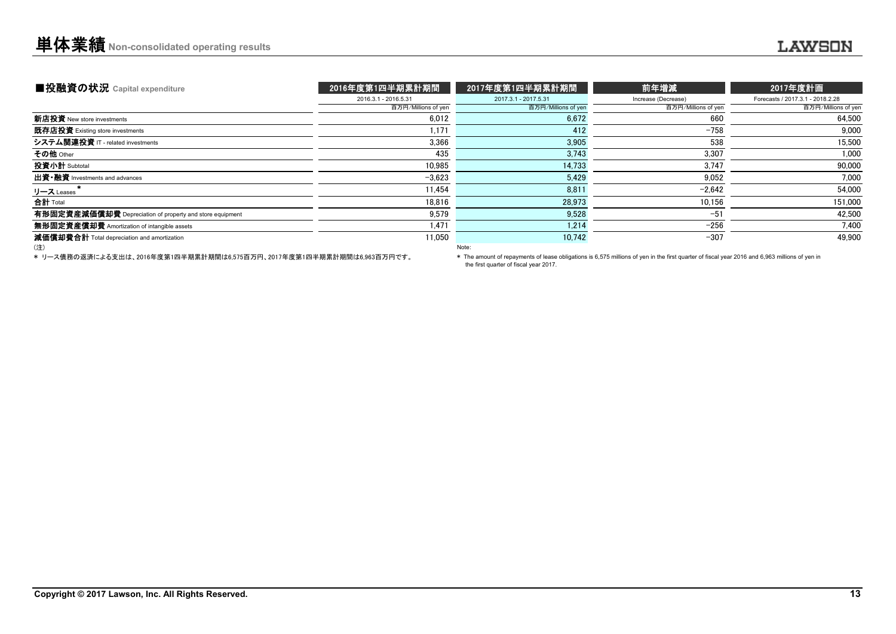# 単体業績 Non-consolidated operating results

| ■投融資の状況 Capital expenditure | 2016年度第1四半期累計期間 | 2017年度第1四半期累計期間 | 前年増減 | 2017年度計画 |
|---|---|---|---|---|
| | 2016.3.1 - 2016.5.31 | 2017.3.1 - 2017.5.31 | Increase (Decrease) | Forecasts / 2017.3.1 - 2018.2.28 |
| | 百万円/Millions of yen | 百万円/Millions of yen | 百万円/Millions of yen | 百万円/Millions of yen |
| **新店投資** New store investments | 6,012 | 6,672 | 660 | 64,500 |
| **既存店投資** Existing store investments | 1,171 | 412 | −758 | 9,000 |
| **システム関連投資** IT - related investments | 3,366 | 3,905 | 538 | 15,500 |
| **その他** Other | 435 | 3,743 | 3,307 | 1,000 |
| **投資小計** Subtotal | 10,985 | 14,733 | 3,747 | 90,000 |
| **出資・融資** Investments and advances | −3,623 | 5,429 | 9,052 | 7,000 |
| **リース** Leases * | 11,454 | 8,811 | −2,642 | 54,000 |
| **合計** Total | 18,816 | 28,973 | 10,156 | 151,000 |
| **有形固定資産減価償却費** Depreciation of property and store equipment | 9,579 | 9,528 | −51 | 42,500 |
| **無形固定資産償却費** Amortization of intangible assets | 1,471 | 1,214 | −256 | 7,400 |
| **減価償却費合計** Total depreciation and amortization | 11,050 | 10,742 | −307 | 49,900 |

(注)

* リース債務の返済による支出は、2016年度第1四半期累計期間は6,575百万円、2017年度第1四半期累計期間は6,963百万円です。

Note:

* The amount of repayments of lease obligations is 6,575 millions of yen in the first quarter of fiscal year 2016 and 6,963 millions of yen in the first quarter of fiscal year 2017.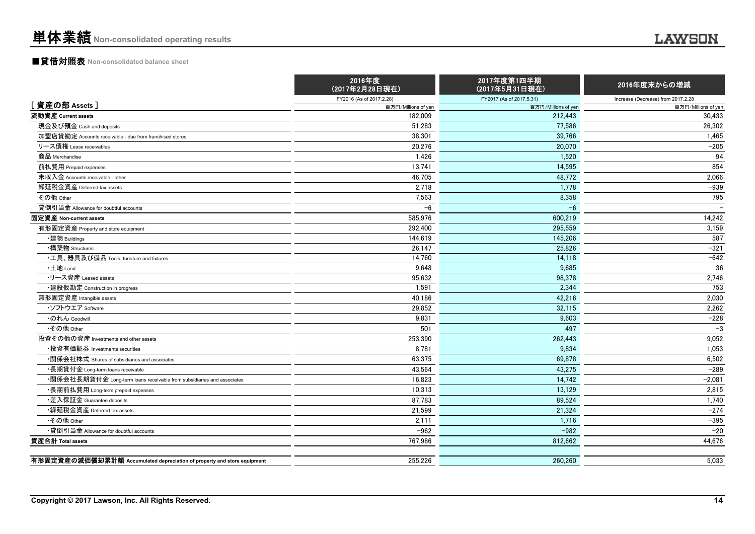# 単体業績 Non-consolidated operating results

## ■貸借対照表 Non-consolidated balance sheet

| [ 資産の部 Assets ] | 2016年度 (2017年2月28日現在) FY2016 (As of 2017.2.28) 百万円/Millions of yen | 2017年度第1四半期 (2017年5月31日現在) FY2017 (As of 2017.5.31) 百万円/Millions of yen | 2016年度末からの増減 Increase (Decrease) from 2017.2.28 百万円/Millions of yen |
|---|---|---|---|
| **流動資産 Current assets** | 182,009 | 212,443 | 30,433 |
| 現金及び預金 Cash and deposits | 51,283 | 77,586 | 26,302 |
| 加盟店貸勘定 Accounts receivable - due from franchised stores | 38,301 | 39,766 | 1,465 |
| リース債権 Lease receivables | 20,276 | 20,070 | −205 |
| 商品 Merchandise | 1,426 | 1,520 | 94 |
| 前払費用 Prepaid expenses | 13,741 | 14,595 | 854 |
| 未収入金 Accounts receivable - other | 46,705 | 48,772 | 2,066 |
| 繰延税金資産 Deferred tax assets | 2,718 | 1,778 | −939 |
| その他 Other | 7,563 | 8,358 | 795 |
| 貸倒引当金 Allowance for doubtful accounts | −6 | −6 | − |
| **固定資産 Non-current assets** | 585,976 | 600,219 | 14,242 |
| 有形固定資産 Property and store equipment | 292,400 | 295,559 | 3,159 |
| ・建物 Buildings | 144,619 | 145,206 | 587 |
| ・構築物 Structures | 26,147 | 25,826 | −321 |
| ・工具、器具及び備品 Tools, furniture and fixtures | 14,760 | 14,118 | −642 |
| ・土地 Land | 9,648 | 9,685 | 36 |
| ・リース資産 Leased assets | 95,632 | 98,378 | 2,746 |
| ・建設仮勘定 Construction in progress | 1,591 | 2,344 | 753 |
| 無形固定資産 Intangible assets | 40,186 | 42,216 | 2,030 |
| ・ソフトウエア Software | 29,852 | 32,115 | 2,262 |
| ・のれん Goodwill | 9,831 | 9,603 | −228 |
| ・その他 Other | 501 | 497 | −3 |
| 投資その他の資産 Investments and other assets | 253,390 | 262,443 | 9,052 |
| ・投資有価証券 Investments securities | 8,781 | 9,834 | 1,053 |
| ・関係会社株式 Shares of subsidiaries and associates | 63,375 | 69,878 | 6,502 |
| ・長期貸付金 Long-term loans receivable | 43,564 | 43,275 | −289 |
| ・関係会社長期貸付金 Long-term loans receivable from subsidiaries and associates | 16,823 | 14,742 | −2,081 |
| ・長期前払費用 Long-term prepaid expenses | 10,313 | 13,129 | 2,815 |
| ・差入保証金 Guarantee deposits | 87,783 | 89,524 | 1,740 |
| ・繰延税金資産 Deferred tax assets | 21,599 | 21,324 | −274 |
| ・その他 Other | 2,111 | 1,716 | −395 |
| ・貸倒引当金 Allowance for doubtful accounts | −962 | −982 | −20 |
| **資産合計 Total assets** | 767,986 | 812,662 | 44,676 |
| **有形固定資産の減価償却累計額 Accumulated depreciation of property and store equipment** | 255,226 | 260,260 | 5,033 |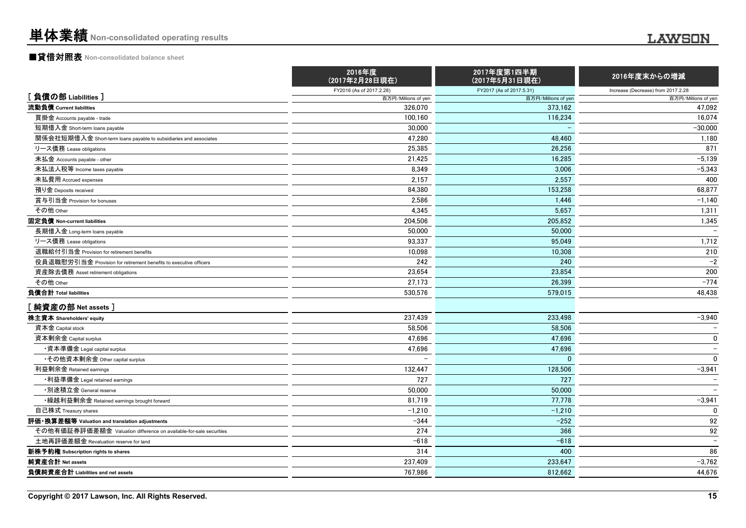# 単体業績 Non-consolidated operating results

## ■貸借対照表 Non-consolidated balance sheet

| [ 負債の部 Liabilities ] | 2016年度（2017年2月28日現在） FY2016 (As of 2017.2.28) 百万円/Millions of yen | 2017年度第1四半期（2017年5月31日現在） FY2017 (As of 2017.5.31) 百万円/Millions of yen | 2016年度末からの増減 Increase (Decrease) from 2017.2.28 百万円/Millions of yen |
|---|---|---|---|
| **流動負債 Current liabilities** | 326,070 | 373,162 | 47,092 |
| 買掛金 Accounts payable - trade | 100,160 | 116,234 | 16,074 |
| 短期借入金 Short-term loans payable | 30,000 | − | −30,000 |
| 関係会社短期借入金 Short-term loans payable to subsidiaries and associates | 47,280 | 48,460 | 1,180 |
| リース債務 Lease obligations | 25,385 | 26,256 | 871 |
| 未払金 Accounts payable - other | 21,425 | 16,285 | −5,139 |
| 未払法人税等 Income taxes payable | 8,349 | 3,006 | −5,343 |
| 未払費用 Accrued expenses | 2,157 | 2,557 | 400 |
| 預り金 Deposits received | 84,380 | 153,258 | 68,877 |
| 賞与引当金 Provision for bonuses | 2,586 | 1,446 | −1,140 |
| その他 Other | 4,345 | 5,657 | 1,311 |
| **固定負債 Non-current liabilities** | 204,506 | 205,852 | 1,345 |
| 長期借入金 Long-term loans payable | 50,000 | 50,000 | − |
| リース債務 Lease obligations | 93,337 | 95,049 | 1,712 |
| 退職給付引当金 Provision for retirement benefits | 10,098 | 10,308 | 210 |
| 役員退職慰労引当金 Provision for retirement benefits to executive officers | 242 | 240 | −2 |
| 資産除去債務 Asset retirement obligations | 23,654 | 23,854 | 200 |
| その他 Other | 27,173 | 26,399 | −774 |
| **負債合計 Total liabilities** | 530,576 | 579,015 | 48,438 |
| **[ 純資産の部 Net assets ]** | | | |
| **株主資本 Shareholders' equity** | 237,439 | 233,498 | −3,940 |
| 資本金 Capital stock | 58,506 | 58,506 | − |
| 資本剰余金 Capital surplus | 47,696 | 47,696 | 0 |
| ・資本準備金 Legal capital surplus | 47,696 | 47,696 | − |
| ・その他資本剰余金 Other capital surplus | − | 0 | 0 |
| 利益剰余金 Retained earnings | 132,447 | 128,506 | −3,941 |
| ・利益準備金 Legal retained earnings | 727 | 727 | − |
| ・別途積立金 General reserve | 50,000 | 50,000 | − |
| ・繰越利益剰余金 Retained earnings brought forward | 81,719 | 77,778 | −3,941 |
| 自己株式 Treasury shares | −1,210 | −1,210 | 0 |
| **評価・換算差額等 Valuation and translation adjustments** | −344 | −252 | 92 |
| その他有価証券評価差額金 Valuation difference on available-for-sale securities | 274 | 366 | 92 |
| 土地再評価差額金 Revaluation reserve for land | −618 | −618 | − |
| **新株予約権 Subscription rights to shares** | 314 | 400 | 86 |
| **純資産合計 Net assets** | 237,409 | 233,647 | −3,762 |
| **負債純資産合計 Liabilities and net assets** | 767,986 | 812,662 | 44,676 |

Copyright © 2017 Lawson, Inc. All Rights Reserved.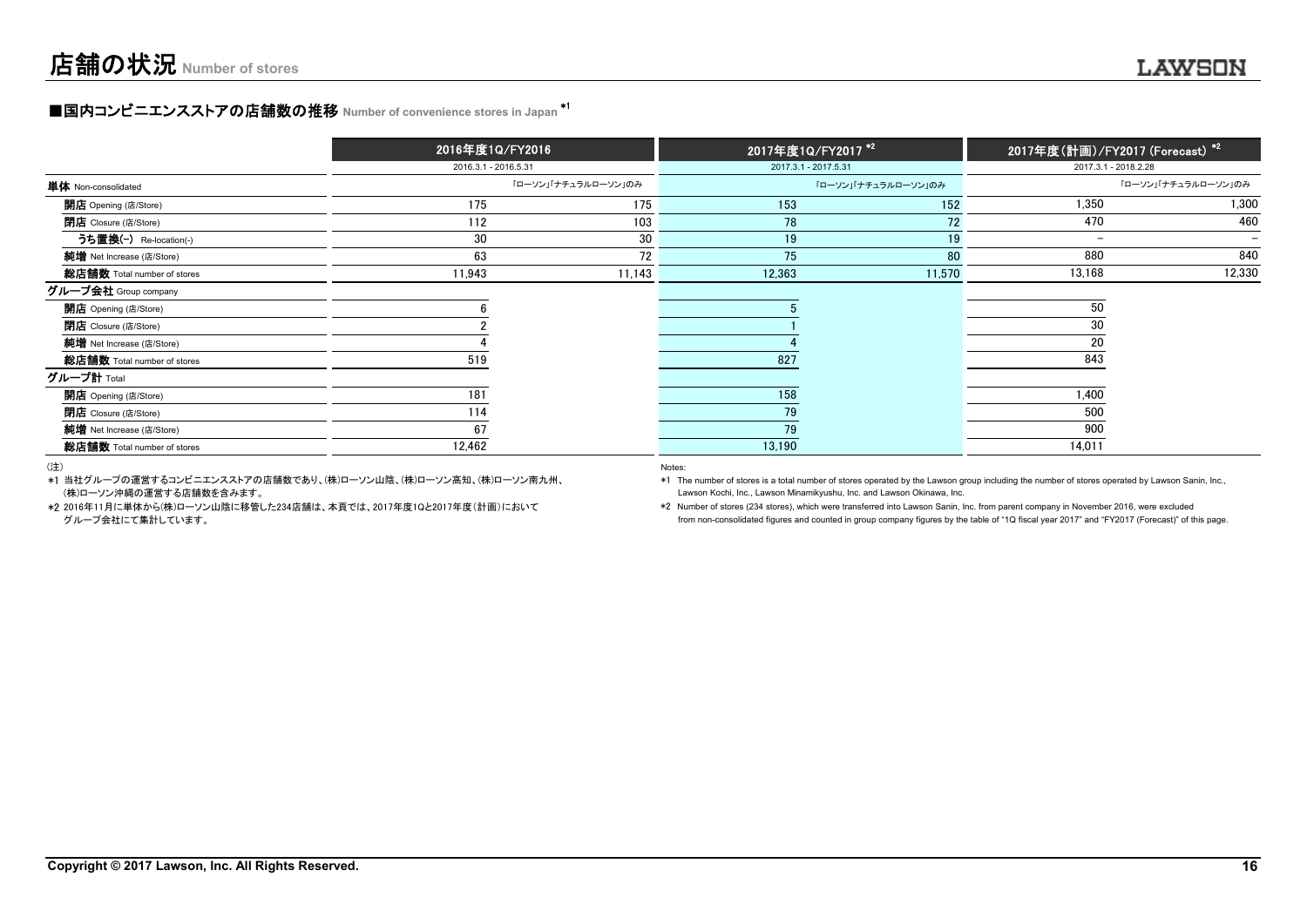# 店舗の状況 Number of stores

## ■国内コンビニエンスストアの店舗数の推移 Number of convenience stores in Japan *1

| | 2016年度1Q/FY2016 | | 2017年度1Q/FY2017 *2 | | 2017年度(計画)/FY2017 (Forecast) *2 | |
|---|---|---|---|---|---|---|
| | 2016.3.1 - 2016.5.31 | | 2017.3.1 - 2017.5.31 | | 2017.3.1 - 2018.2.28 | |
| **単体** Non-consolidated | | 「ローソン」「ナチュラルローソン」のみ | | 「ローソン」「ナチュラルローソン」のみ | | 「ローソン」「ナチュラルローソン」のみ |
| **開店** Opening (店/Store) | 175 | 175 | 153 | 152 | 1,350 | 1,300 |
| **閉店** Closure (店/Store) | 112 | 103 | 78 | 72 | 470 | 460 |
| **うち置換(-)** Re-location(-) | 30 | 30 | 19 | 19 | − | − |
| **純増** Net Increase (店/Store) | 63 | 72 | 75 | 80 | 880 | 840 |
| **総店舗数** Total number of stores | 11,943 | 11,143 | 12,363 | 11,570 | 13,168 | 12,330 |
| **グループ会社** Group company | | | | | | |
| **開店** Opening (店/Store) | 6 | | 5 | | 50 | |
| **閉店** Closure (店/Store) | 2 | | 1 | | 30 | |
| **純増** Net Increase (店/Store) | 4 | | 4 | | 20 | |
| **総店舗数** Total number of stores | 519 | | 827 | | 843 | |
| **グループ計** Total | | | | | | |
| **開店** Opening (店/Store) | 181 | | 158 | | 1,400 | |
| **閉店** Closure (店/Store) | 114 | | 79 | | 500 | |
| **純増** Net Increase (店/Store) | 67 | | 79 | | 900 | |
| **総店舗数** Total number of stores | 12,462 | | 13,190 | | 14,011 | |

(注)

*1 当社グループの運営するコンビニエンスストアの店舗数であり、(株)ローソン山陰、(株)ローソン高知、(株)ローソン南九州、(株)ローソン沖縄の運営する店舗数を含みます。

*2 2016年11月に単体から(株)ローソン山陰に移管した234店舗は、本頁では、2017年度1Qと2017年度(計画)においてグループ会社にて集計しています。

Notes:

*1 The number of stores is a total number of stores operated by the Lawson group including the number of stores operated by Lawson Sanin, Inc., Lawson Kochi, Inc., Lawson Minamikyushu, Inc. and Lawson Okinawa, Inc.

*2 Number of stores (234 stores), which were transferred into Lawson Sanin, Inc. from parent company in November 2016, were excluded from non-consolidated figures and counted in group company figures by the table of "1Q fiscal year 2017" and "FY2017 (Forecast)" of this page.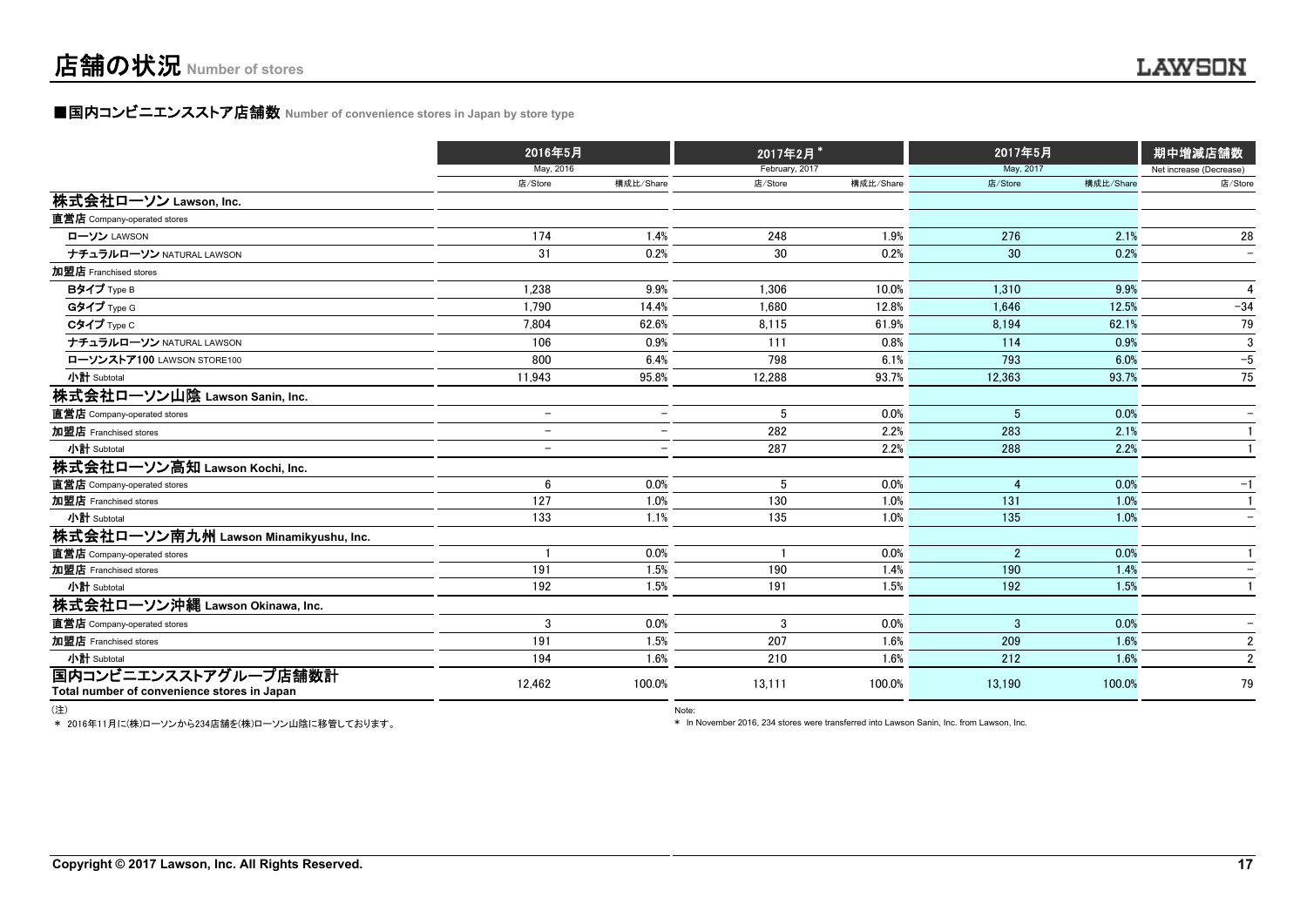# 店舗の状況 Number of stores

## ■国内コンビニエンスストア店舗数 Number of convenience stores in Japan by store type

| | 2016年5月 May, 2016 | | 2017年2月 * February, 2017 | | 2017年5月 May, 2017 | | 期中増減店舗数 Net increase (Decrease) |
|---|---|---|---|---|---|---|---|
| | 店/Store | 構成比/Share | 店/Store | 構成比/Share | 店/Store | 構成比/Share | 店/Store |
| **株式会社ローソン Lawson, Inc.** | | | | | | | |
| **直営店** Company-operated stores | | | | | | | |
| **ローソン** LAWSON | 174 | 1.4% | 248 | 1.9% | 276 | 2.1% | 28 |
| **ナチュラルローソン** NATURAL LAWSON | 31 | 0.2% | 30 | 0.2% | 30 | 0.2% | – |
| **加盟店** Franchised stores | | | | | | | |
| **Bタイプ** Type B | 1,238 | 9.9% | 1,306 | 10.0% | 1,310 | 9.9% | 4 |
| **Gタイプ** Type G | 1,790 | 14.4% | 1,680 | 12.8% | 1,646 | 12.5% | −34 |
| **Cタイプ** Type C | 7,804 | 62.6% | 8,115 | 61.9% | 8,194 | 62.1% | 79 |
| **ナチュラルローソン** NATURAL LAWSON | 106 | 0.9% | 111 | 0.8% | 114 | 0.9% | 3 |
| **ローソンストア100** LAWSON STORE100 | 800 | 6.4% | 798 | 6.1% | 793 | 6.0% | −5 |
| **小計** Subtotal | 11,943 | 95.8% | 12,288 | 93.7% | 12,363 | 93.7% | 75 |
| **株式会社ローソン山陰 Lawson Sanin, Inc.** | | | | | | | |
| **直営店** Company-operated stores | – | – | 5 | 0.0% | 5 | 0.0% | – |
| **加盟店** Franchised stores | – | – | 282 | 2.2% | 283 | 2.1% | 1 |
| **小計** Subtotal | – | – | 287 | 2.2% | 288 | 2.2% | 1 |
| **株式会社ローソン高知 Lawson Kochi, Inc.** | | | | | | | |
| **直営店** Company-operated stores | 6 | 0.0% | 5 | 0.0% | 4 | 0.0% | −1 |
| **加盟店** Franchised stores | 127 | 1.0% | 130 | 1.0% | 131 | 1.0% | 1 |
| **小計** Subtotal | 133 | 1.1% | 135 | 1.0% | 135 | 1.0% | – |
| **株式会社ローソン南九州 Lawson Minamikyushu, Inc.** | | | | | | | |
| **直営店** Company-operated stores | 1 | 0.0% | 1 | 0.0% | 2 | 0.0% | 1 |
| **加盟店** Franchised stores | 191 | 1.5% | 190 | 1.4% | 190 | 1.4% | – |
| **小計** Subtotal | 192 | 1.5% | 191 | 1.5% | 192 | 1.5% | 1 |
| **株式会社ローソン沖縄 Lawson Okinawa, Inc.** | | | | | | | |
| **直営店** Company-operated stores | 3 | 0.0% | 3 | 0.0% | 3 | 0.0% | – |
| **加盟店** Franchised stores | 191 | 1.5% | 207 | 1.6% | 209 | 1.6% | 2 |
| **小計** Subtotal | 194 | 1.6% | 210 | 1.6% | 212 | 1.6% | 2 |
| **国内コンビニエンスストアグループ店舗数計 Total number of convenience stores in Japan** | 12,462 | 100.0% | 13,111 | 100.0% | 13,190 | 100.0% | 79 |

(注)
＊ 2016年11月に(株)ローソンから234店舗を(株)ローソン山陰に移管しております。

Note:
＊ In November 2016, 234 stores were transferred into Lawson Sanin, Inc. from Lawson, Inc.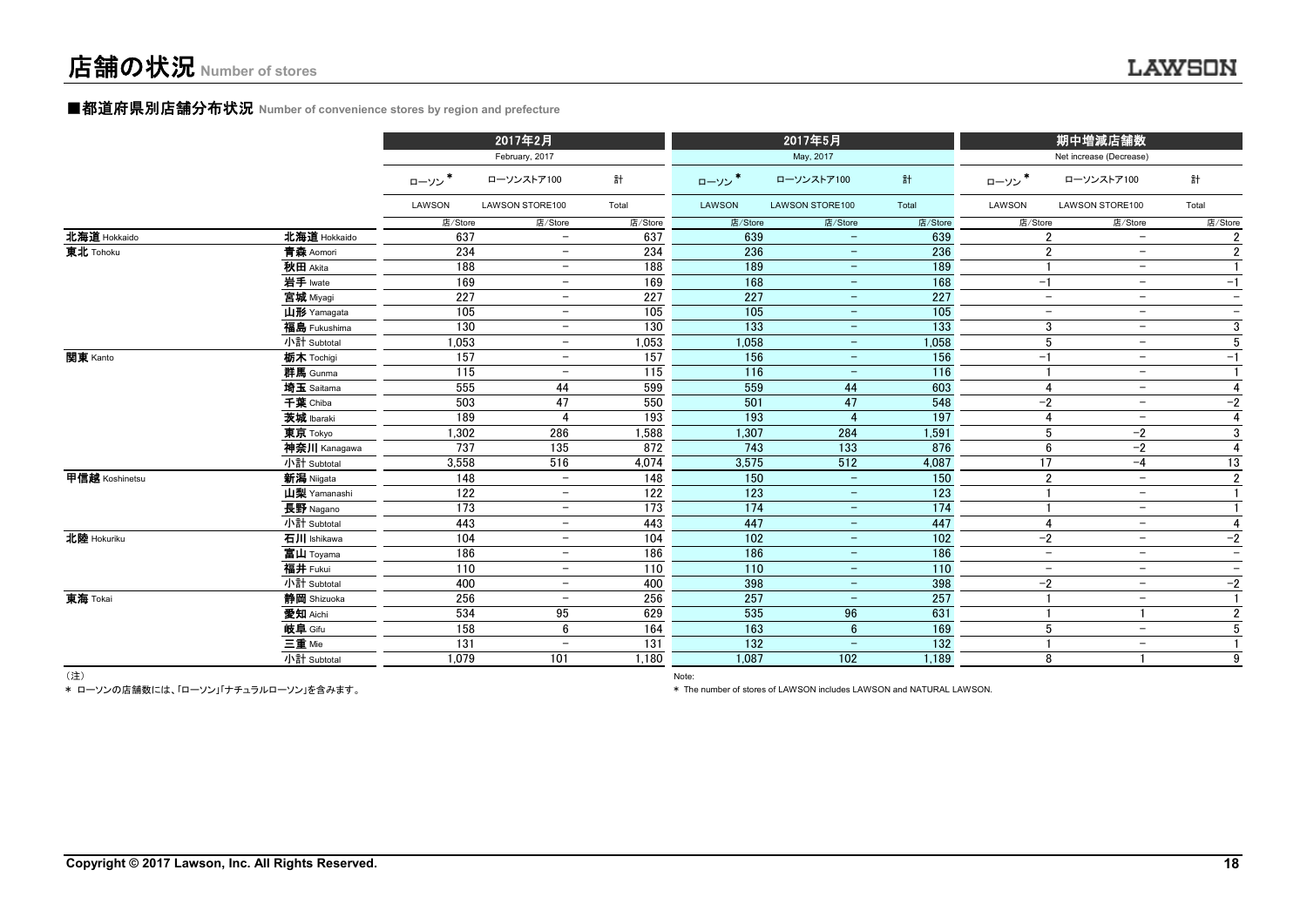# 店舗の状況 Number of stores

## ■都道府県別店舗分布状況 Number of convenience stores by region and prefecture

| | | 2017年2月 February, 2017 | | | 2017年5月 May, 2017 | | | 期中増減店舗数 Net increase (Decrease) | | |
|---|---|---|---|---|---|---|---|---|---|---|
| | | ローソン * LAWSON | ローソンストア100 LAWSON STORE100 | 計 Total | ローソン * LAWSON | ローソンストア100 LAWSON STORE100 | 計 Total | ローソン * LAWSON | ローソンストア100 LAWSON STORE100 | 計 Total |
| | | 店/Store | 店/Store | 店/Store | 店/Store | 店/Store | 店/Store | 店/Store | 店/Store | 店/Store |
| 北海道 Hokkaido | 北海道 Hokkaido | 637 | − | 637 | 639 | − | 639 | 2 | − | 2 |
| 東北 Tohoku | 青森 Aomori | 234 | − | 234 | 236 | − | 236 | 2 | − | 2 |
| | 秋田 Akita | 188 | − | 188 | 189 | − | 189 | 1 | − | 1 |
| | 岩手 Iwate | 169 | − | 169 | 168 | − | 168 | −1 | − | −1 |
| | 宮城 Miyagi | 227 | − | 227 | 227 | − | 227 | − | − | − |
| | 山形 Yamagata | 105 | − | 105 | 105 | − | 105 | − | − | − |
| | 福島 Fukushima | 130 | − | 130 | 133 | − | 133 | 3 | − | 3 |
| | 小計 Subtotal | 1,053 | − | 1,053 | 1,058 | − | 1,058 | 5 | − | 5 |
| 関東 Kanto | 栃木 Tochigi | 157 | − | 157 | 156 | − | 156 | −1 | − | −1 |
| | 群馬 Gunma | 115 | − | 115 | 116 | − | 116 | 1 | − | 1 |
| | 埼玉 Saitama | 555 | 44 | 599 | 559 | 44 | 603 | 4 | − | 4 |
| | 千葉 Chiba | 503 | 47 | 550 | 501 | 47 | 548 | −2 | − | −2 |
| | 茨城 Ibaraki | 189 | 4 | 193 | 193 | 4 | 197 | 4 | − | 4 |
| | 東京 Tokyo | 1,302 | 286 | 1,588 | 1,307 | 284 | 1,591 | 5 | −2 | 3 |
| | 神奈川 Kanagawa | 737 | 135 | 872 | 743 | 133 | 876 | 6 | −2 | 4 |
| | 小計 Subtotal | 3,558 | 516 | 4,074 | 3,575 | 512 | 4,087 | 17 | −4 | 13 |
| 甲信越 Koshinetsu | 新潟 Niigata | 148 | − | 148 | 150 | − | 150 | 2 | − | 2 |
| | 山梨 Yamanashi | 122 | − | 122 | 123 | − | 123 | 1 | − | 1 |
| | 長野 Nagano | 173 | − | 173 | 174 | − | 174 | 1 | − | 1 |
| | 小計 Subtotal | 443 | − | 443 | 447 | − | 447 | 4 | − | 4 |
| 北陸 Hokuriku | 石川 Ishikawa | 104 | − | 104 | 102 | − | 102 | −2 | − | −2 |
| | 富山 Toyama | 186 | − | 186 | 186 | − | 186 | − | − | − |
| | 福井 Fukui | 110 | − | 110 | 110 | − | 110 | − | − | − |
| | 小計 Subtotal | 400 | − | 400 | 398 | − | 398 | −2 | − | −2 |
| 東海 Tokai | 静岡 Shizuoka | 256 | − | 256 | 257 | − | 257 | 1 | − | 1 |
| | 愛知 Aichi | 534 | 95 | 629 | 535 | 96 | 631 | 1 | 1 | 2 |
| | 岐阜 Gifu | 158 | 6 | 164 | 163 | 6 | 169 | 5 | − | 5 |
| | 三重 Mie | 131 | − | 131 | 132 | − | 132 | 1 | − | 1 |
| | 小計 Subtotal | 1,079 | 101 | 1,180 | 1,087 | 102 | 1,189 | 8 | 1 | 9 |

（注）
＊ ローソンの店舗数には、「ローソン」「ナチュラルローソン」を含みます。

Note:
＊ The number of stores of LAWSON includes LAWSON and NATURAL LAWSON.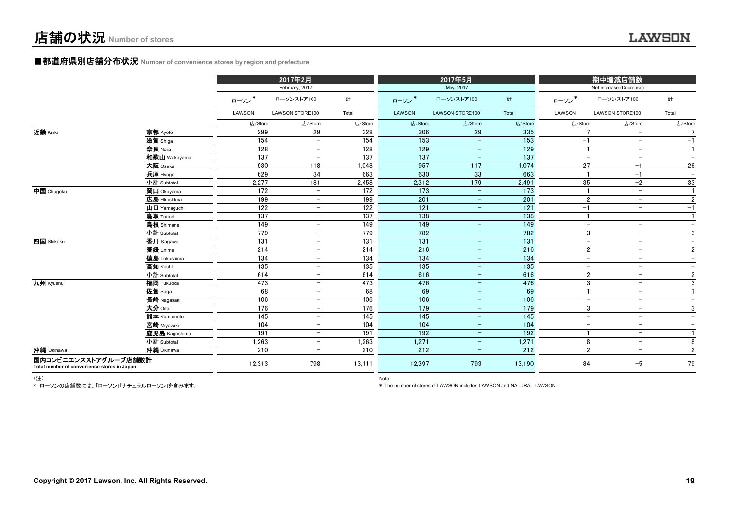# 店舗の状況 Number of stores

## ■都道府県別店舗分布状況 Number of convenience stores by region and prefecture

| | | 2017年2月 February, 2017 | | | 2017年5月 May, 2017 | | | 期中増減店舗数 Net increase (Decrease) | | |
|---|---|---|---|---|---|---|---|---|---|---|
| | | ローソン* LAWSON | ローソンストア100 LAWSON STORE100 | 計 Total | ローソン* LAWSON | ローソンストア100 LAWSON STORE100 | 計 Total | ローソン* LAWSON | ローソンストア100 LAWSON STORE100 | 計 Total |
| | | 店/Store | 店/Store | 店/Store | 店/Store | 店/Store | 店/Store | 店/Store | 店/Store | 店/Store |
| 近畿 Kinki | 京都 Kyoto | 299 | 29 | 328 | 306 | 29 | 335 | 7 | − | 7 |
| | 滋賀 Shiga | 154 | − | 154 | 153 | − | 153 | −1 | − | −1 |
| | 奈良 Nara | 128 | − | 128 | 129 | − | 129 | 1 | − | 1 |
| | 和歌山 Wakayama | 137 | − | 137 | 137 | − | 137 | − | − | − |
| | 大阪 Osaka | 930 | 118 | 1,048 | 957 | 117 | 1,074 | 27 | −1 | 26 |
| | 兵庫 Hyogo | 629 | 34 | 663 | 630 | 33 | 663 | 1 | −1 | − |
| | 小計 Subtotal | 2,277 | 181 | 2,458 | 2,312 | 179 | 2,491 | 35 | −2 | 33 |
| 中国 Chugoku | 岡山 Okayama | 172 | − | 172 | 173 | − | 173 | 1 | − | 1 |
| | 広島 Hiroshima | 199 | − | 199 | 201 | − | 201 | 2 | − | 2 |
| | 山口 Yamaguchi | 122 | − | 122 | 121 | − | 121 | −1 | − | −1 |
| | 鳥取 Tottori | 137 | − | 137 | 138 | − | 138 | 1 | − | 1 |
| | 島根 Shimane | 149 | − | 149 | 149 | − | 149 | − | − | − |
| | 小計 Subtotal | 779 | − | 779 | 782 | − | 782 | 3 | − | 3 |
| 四国 Shikoku | 香川 Kagawa | 131 | − | 131 | 131 | − | 131 | − | − | − |
| | 愛媛 Ehime | 214 | − | 214 | 216 | − | 216 | 2 | − | 2 |
| | 徳島 Tokushima | 134 | − | 134 | 134 | − | 134 | − | − | − |
| | 高知 Kochi | 135 | − | 135 | 135 | − | 135 | − | − | − |
| | 小計 Subtotal | 614 | − | 614 | 616 | − | 616 | 2 | − | 2 |
| 九州 Kyushu | 福岡 Fukuoka | 473 | − | 473 | 476 | − | 476 | 3 | − | 3 |
| | 佐賀 Saga | 68 | − | 68 | 69 | − | 69 | 1 | − | 1 |
| | 長崎 Nagasaki | 106 | − | 106 | 106 | − | 106 | − | − | − |
| | 大分 Oita | 176 | − | 176 | 179 | − | 179 | 3 | − | 3 |
| | 熊本 Kumamoto | 145 | − | 145 | 145 | − | 145 | − | − | − |
| | 宮崎 Miyazaki | 104 | − | 104 | 104 | − | 104 | − | − | − |
| | 鹿児島 Kagoshima | 191 | − | 191 | 192 | − | 192 | 1 | − | 1 |
| | 小計 Subtotal | 1,263 | − | 1,263 | 1,271 | − | 1,271 | 8 | − | 8 |
| 沖縄 Okinawa | 沖縄 Okinawa | 210 | − | 210 | 212 | − | 212 | 2 | − | 2 |
| 国内コンビニエンスストアグループ店舗数計 Total number of convenience stores in Japan | | 12,313 | 798 | 13,111 | 12,397 | 793 | 13,190 | 84 | −5 | 79 |

（注）

* ローソンの店舗数には、「ローソン」「ナチュラルローソン」を含みます。

Note:

* The number of stores of LAWSON includes LAWSON and NATURAL LAWSON.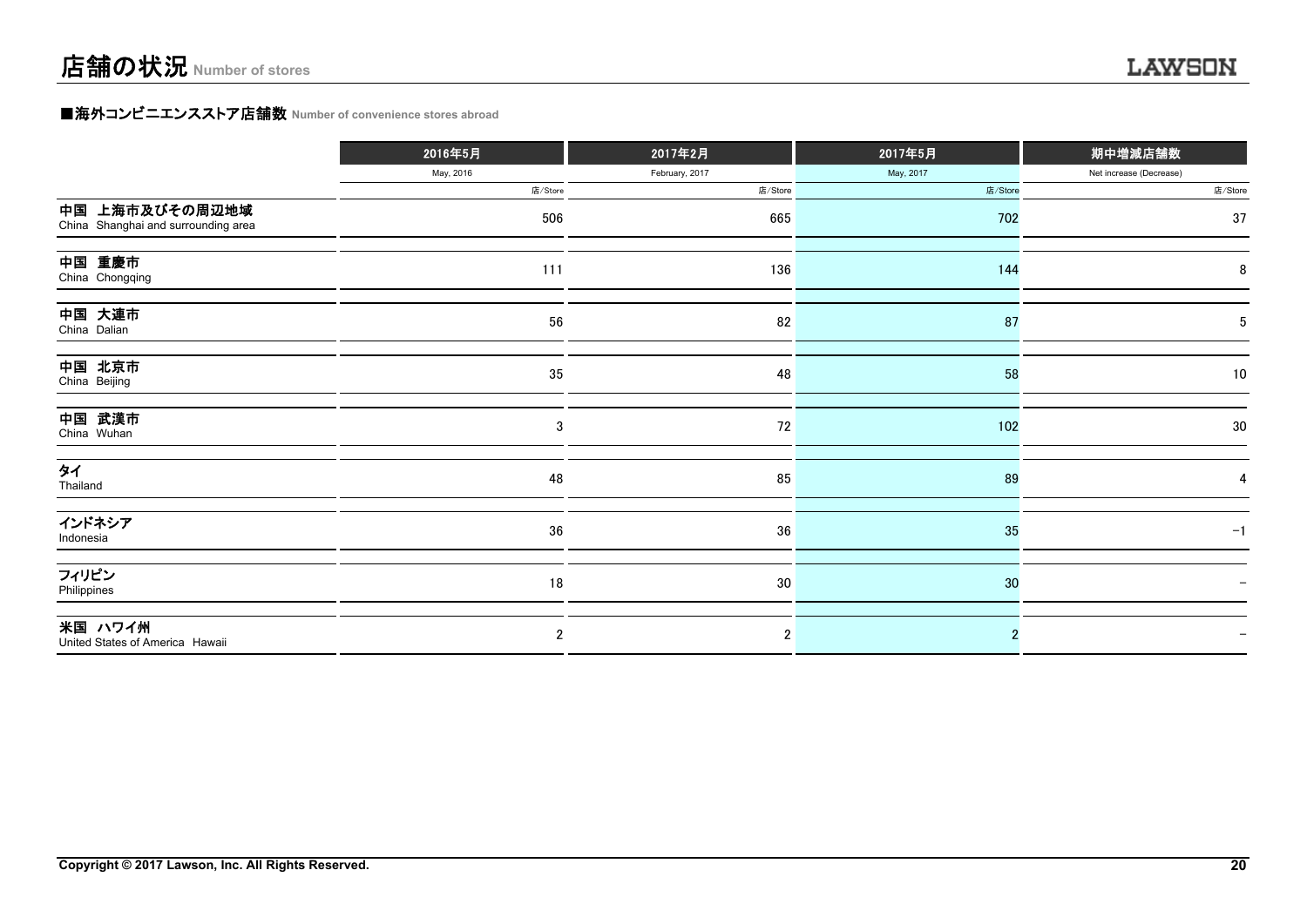# 店舗の状況 Number of stores

## ■海外コンビニエンスストア店舗数 Number of convenience stores abroad

| | 2016年5月<br>May, 2016<br>店/Store | 2017年2月<br>February, 2017<br>店/Store | 2017年5月<br>May, 2017<br>店/Store | 期中増減店舗数<br>Net increase (Decrease)<br>店/Store |
|---|---|---|---|---|
| 中国 上海市及びその周辺地域<br>China Shanghai and surrounding area | 506 | 665 | 702 | 37 |
| 中国 重慶市<br>China Chongqing | 111 | 136 | 144 | 8 |
| 中国 大連市<br>China Dalian | 56 | 82 | 87 | 5 |
| 中国 北京市<br>China Beijing | 35 | 48 | 58 | 10 |
| 中国 武漢市<br>China Wuhan | 3 | 72 | 102 | 30 |
| タイ<br>Thailand | 48 | 85 | 89 | 4 |
| インドネシア<br>Indonesia | 36 | 36 | 35 | -1 |
| フィリピン<br>Philippines | 18 | 30 | 30 | - |
| 米国 ハワイ州<br>United States of America Hawaii | 2 | 2 | 2 | - |

Copyright © 2017 Lawson, Inc. All Rights Reserved.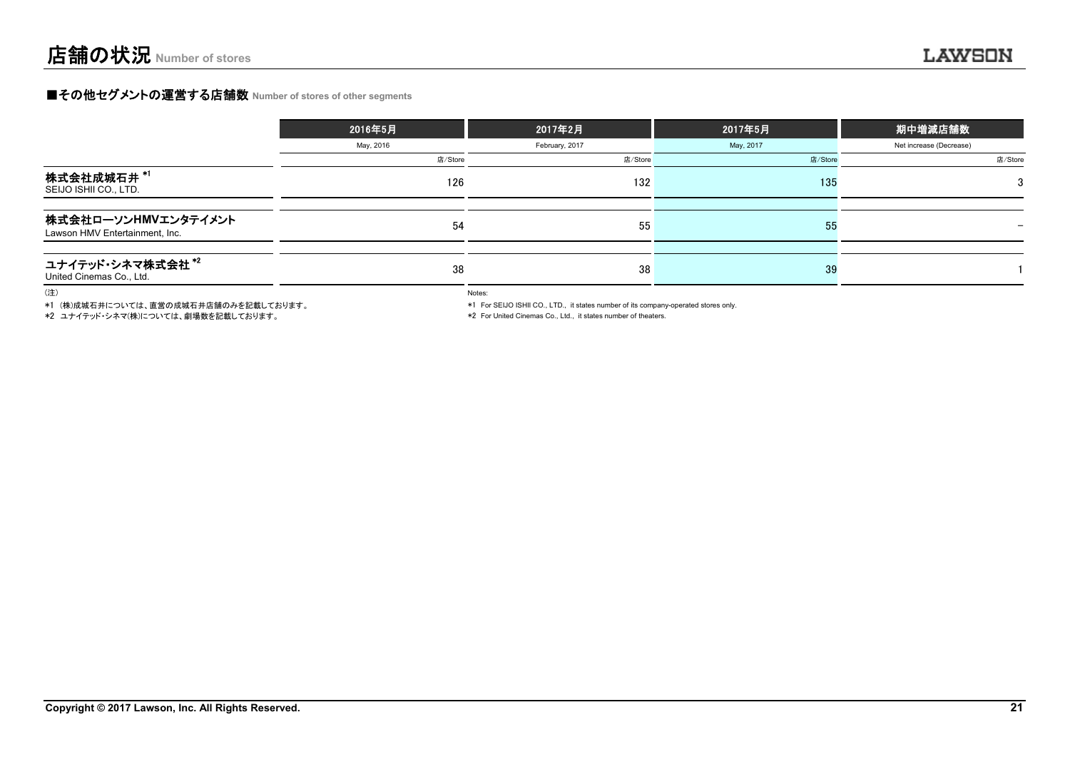# 店舗の状況 Number of stores

## ■その他セグメントの運営する店舗数 Number of stores of other segments

| | 2016年5月<br>May, 2016<br>店/Store | 2017年2月<br>February, 2017<br>店/Store | 2017年5月<br>May, 2017<br>店/Store | 期中増減店舗数<br>Net increase (Decrease)<br>店/Store |
|---|---|---|---|---|
| 株式会社成城石井 *1<br>SEIJO ISHII CO., LTD. | 126 | 132 | 135 | 3 |
| 株式会社ローソンHMVエンタテイメント<br>Lawson HMV Entertainment, Inc. | 54 | 55 | 55 | − |
| ユナイテッド・シネマ株式会社 *2<br>United Cinemas Co., Ltd. | 38 | 38 | 39 | 1 |

（注）
*1 (株)成城石井については、直営の成城石井店舗のみを記載しております。
*2 ユナイテッド・シネマ(株)については、劇場数を記載しております。

Notes:
*1 For SEIJO ISHII CO., LTD., it states number of its company-operated stores only.
*2 For United Cinemas Co., Ltd., it states number of theaters.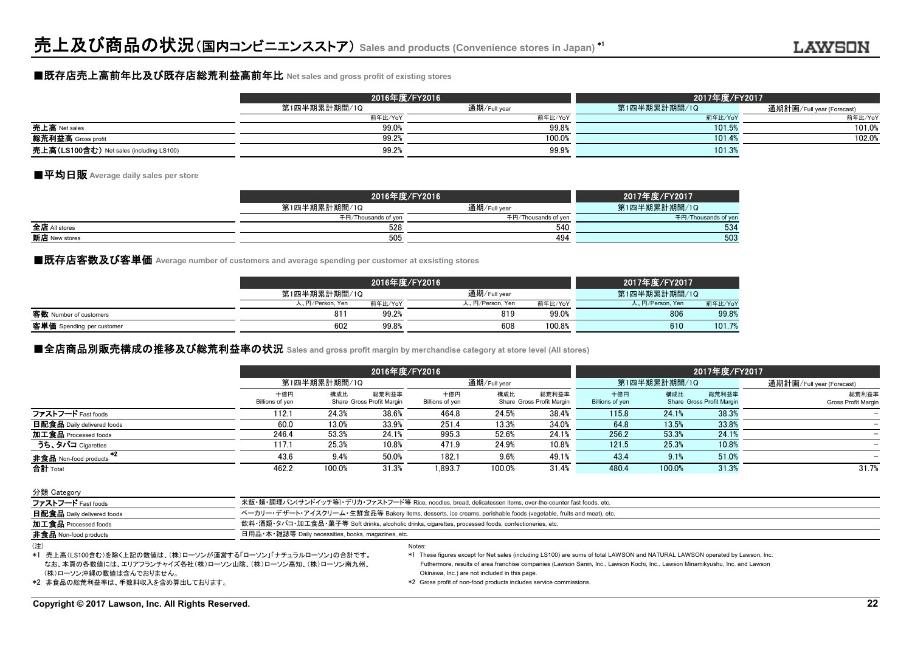# 売上及び商品の状況（国内コンビニエンスストア） Sales and products (Convenience stores in Japan) *1

## ■既存店売上高前年比及び既存店総荒利益高前年比 Net sales and gross profit of existing stores

| | 2016年度/FY2016 | | 2017年度/FY2017 | |
|---|---|---|---|---|
| | 第1四半期累計期間/1Q | 通期/Full year | 第1四半期累計期間/1Q | 通期計画/Full year (Forecast) |
| | 前年比/YoY | 前年比/YoY | 前年比/YoY | 前年比/YoY |
| 売上高 Net sales | 99.0% | 99.8% | 101.5% | 101.0% |
| 総荒利益高 Gross profit | 99.2% | 100.0% | 101.4% | 102.0% |
| 売上高（LS100含む） Net sales (including LS100) | 99.2% | 99.9% | 101.3% | |

## ■平均日販 Average daily sales per store

| | 2016年度/FY2016 | | 2017年度/FY2017 |
|---|---|---|---|
| | 第1四半期累計期間/1Q | 通期/Full year | 第1四半期累計期間/1Q |
| | 千円/Thousands of yen | 千円/Thousands of yen | 千円/Thousands of yen |
| 全店 All stores | 528 | 540 | 534 |
| 新店 New stores | 505 | 494 | 503 |

## ■既存店客数及び客単価 Average number of customers and average spending per customer at exsisting stores

| | 2016年度/FY2016 | | | | 2017年度/FY2017 | |
|---|---|---|---|---|---|---|
| | 第1四半期累計期間/1Q | | 通期/Full year | | 第1四半期累計期間/1Q | |
| | 人、円/Person, Yen | 前年比/YoY | 人、円/Person, Yen | 前年比/YoY | 人、円/Person, Yen | 前年比/YoY |
| 客数 Number of customers | 811 | 99.2% | 819 | 99.0% | 806 | 99.8% |
| 客単価 Spending per customer | 602 | 99.8% | 608 | 100.8% | 610 | 101.7% |

## ■全店商品別販売構成の推移及び総荒利益率の状況 Sales and gross profit margin by merchandise category at store level (All stores)

| | 2016年度/FY2016 | | | | | | 2017年度/FY2017 | | | |
|---|---|---|---|---|---|---|---|---|---|---|
| | 第1四半期累計期間/1Q | | | 通期/Full year | | | 第1四半期累計期間/1Q | | | 通期計画/Full year (Forecast) |
| | 十億円 Billions of yen | 構成比 Share | 総荒利益率 Gross Profit Margin | 十億円 Billions of yen | 構成比 Share | 総荒利益率 Gross Profit Margin | 十億円 Billions of yen | 構成比 Share | 総荒利益率 Gross Profit Margin | 総荒利益率 Gross Profit Margin |
| ファストフード Fast foods | 112.1 | 24.3% | 38.6% | 464.8 | 24.5% | 38.4% | 115.8 | 24.1% | 38.3% | − |
| 日配食品 Daily delivered foods | 60.0 | 13.0% | 33.9% | 251.4 | 13.3% | 34.0% | 64.8 | 13.5% | 33.8% | − |
| 加工食品 Processed foods | 246.4 | 53.3% | 24.1% | 995.3 | 52.6% | 24.1% | 256.2 | 53.3% | 24.1% | − |
| うち、タバコ Cigarettes | 117.1 | 25.3% | 10.8% | 471.9 | 24.9% | 10.8% | 121.5 | 25.3% | 10.8% | − |
| 非食品 Non-food products *2 | 43.6 | 9.4% | 50.0% | 182.1 | 9.6% | 49.1% | 43.4 | 9.1% | 51.0% | − |
| 合計 Total | 462.2 | 100.0% | 31.3% | 1,893.7 | 100.0% | 31.4% | 480.4 | 100.0% | 31.3% | 31.7% |

| 分類 Category | |
|---|---|
| ファストフード Fast foods | 米飯・麺・調理パン(サンドイッチ等)・デリカ・ファストフード等 Rice, noodles, bread, delicatessen items, over-the-counter fast foods, etc. |
| 日配食品 Daily delivered foods | ベーカリー・デザート・アイスクリーム・生鮮食品等 Bakery items, desserts, ice creams, perishable foods (vegetable, fruits and meat), etc. |
| 加工食品 Processed foods | 飲料・酒類・タバコ・加工食品・菓子等 Soft drinks, alcoholic drinks, cigarettes, processed foods, confectioneries, etc. |
| 非食品 Non-food products | 日用品・本・雑誌等 Daily necessities, books, magazines, etc. |

（注）
*1 売上高（LS100含む）を除く上記の数値は、（株）ローソンが運営する「ローソン」「ナチュラルローソン」の合計です。
なお、本頁の各数値には、エリアフランチャイズ各社（株）ローソン山陰、（株）ローソン高知、（株）ローソン南九州、（株）ローソン沖縄の数値は含んでおりません。
*2 非食品の総荒利益率は、手数料収入を含め算出しております。

Notes:
*1 These figures except for Net sales (including LS100) are sums of total LAWSON and NATURAL LAWSON operated by Lawson, Inc. Futhermore, results of area franchise companies (Lawson Sanin, Inc., Lawson Kochi, Inc., Lawson Minamikyushu, Inc. and Lawson Okinawa, Inc.) are not included in this page.
*2 Gross profit of non-food products includes service commissions.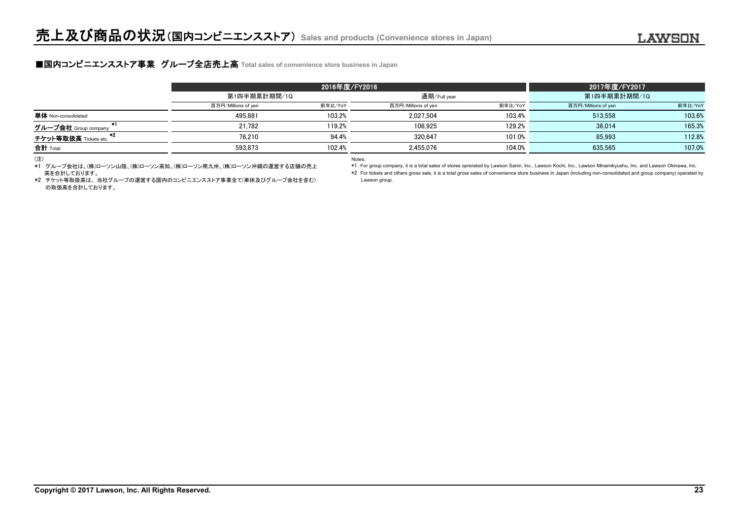# 売上及び商品の状況（国内コンビニエンスストア） Sales and products (Convenience stores in Japan)

## ■国内コンビニエンスストア事業　グループ全店売上高 Total sales of convenience store business in Japan

| | 2016年度/FY2016 | | | | 2017年度/FY2017 | |
|---|---|---|---|---|---|---|
| | 第1四半期累計期間/1Q | | 通期/Full year | | 第1四半期累計期間/1Q | |
| | 百万円/Millions of yen | 前年比/YoY | 百万円/Millions of yen | 前年比/YoY | 百万円/Millions of yen | 前年比/YoY |
| 単体 Non-consolidated | 495,881 | 103.2% | 2,027,504 | 103.4% | 513,558 | 103.6% |
| グループ会社 Group company *1 | 21,782 | 119.2% | 106,925 | 129.2% | 36,014 | 165.3% |
| チケット等取扱高 Tickets etc. *2 | 76,210 | 94.4% | 320,647 | 101.0% | 85,993 | 112.8% |
| 合計 Total | 593,873 | 102.4% | 2,455,076 | 104.0% | 635,565 | 107.0% |

（注）
*1 グループ会社は、(株)ローソン山陰、(株)ローソン高知、(株)ローソン南九州、(株)ローソン沖縄の運営する店舗の売上高を合計しております。
*2 チケット等取扱高は、当社グループの運営する国内のコンビニエンスストア事業全て(単体及びグループ会社を含む)の取扱高を合計しております。

Notes:
*1 For group company, it is a total sales of stores oprerated by Lawson Sanin, Inc., Lawson Kochi, Inc., Lawson Minamikyushu, Inc. and Lawson Okinawa, Inc.
*2 For tickets and others gross sale, it is a total gross sales of convenience store business in Japan (including non-consolidated and group company) operated by Lawson group.